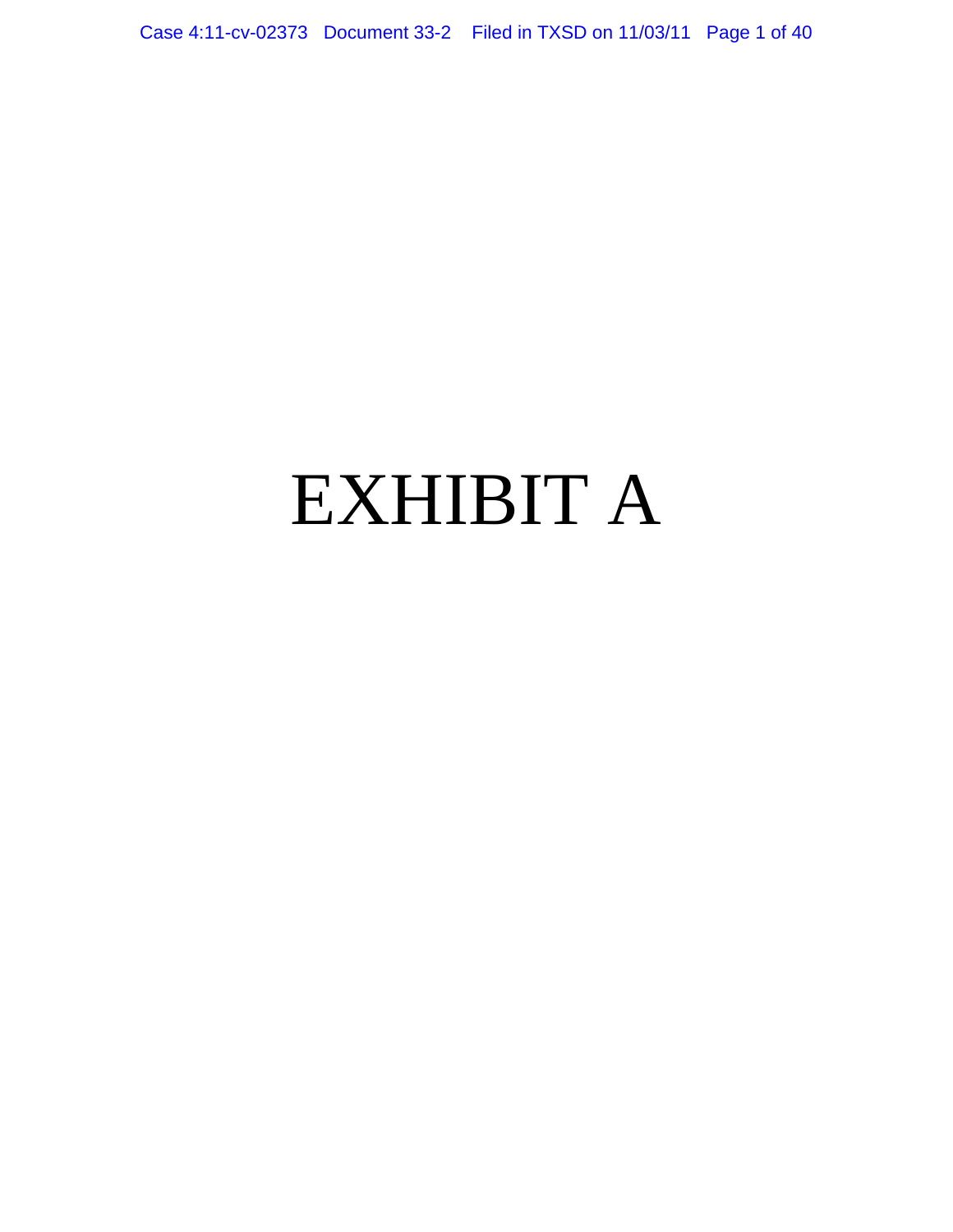# EXHIBIT A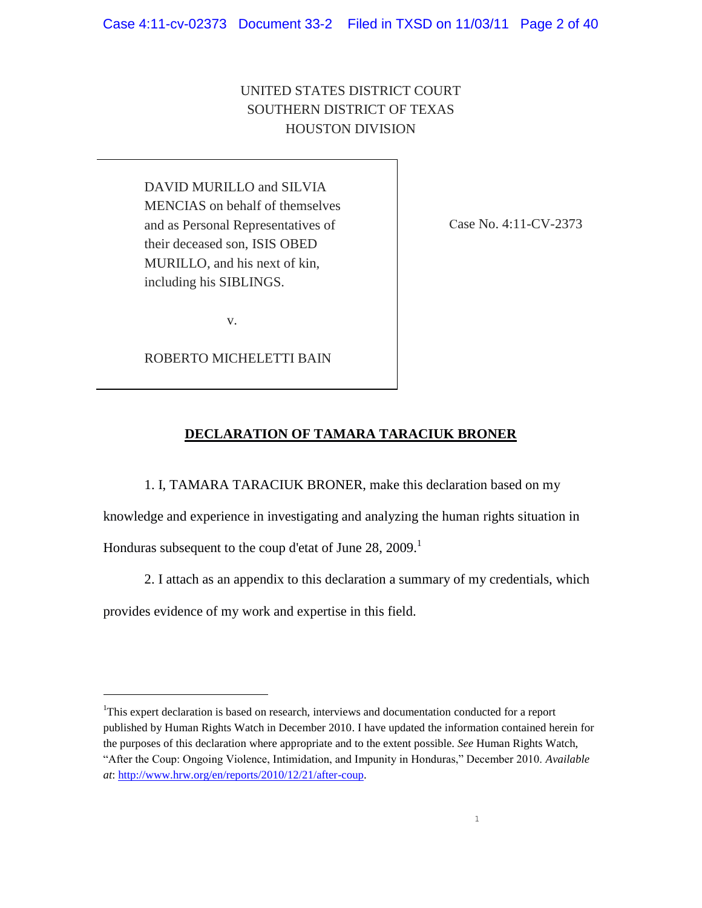UNITED STATES DISTRICT COURT
SOUTHERN DISTRICT OF TEXAS
HOUSTON DIVISION

| | |
|---|---|
| DAVID MURILLO and SILVIA MENCIAS on behalf of themselves and as Personal Representatives of their deceased son, ISIS OBED MURILLO, and his next of kin, including his SIBLINGS.<br><br>v.<br><br>ROBERTO MICHELETTI BAIN | Case No. 4:11-CV-2373 |

## DECLARATION OF TAMARA TARACIUK BRONER

1. I, TAMARA TARACIUK BRONER, make this declaration based on my knowledge and experience in investigating and analyzing the human rights situation in Honduras subsequent to the coup d'etat of June 28, 2009.[1]

2. I attach as an appendix to this declaration a summary of my credentials, which provides evidence of my work and expertise in this field.

---

[1] This expert declaration is based on research, interviews and documentation conducted for a report published by Human Rights Watch in December 2010. I have updated the information contained herein for the purposes of this declaration where appropriate and to the extent possible. *See* Human Rights Watch, "After the Coup: Ongoing Violence, Intimidation, and Impunity in Honduras," December 2010. *Available at*: http://www.hrw.org/en/reports/2010/12/21/after-coup.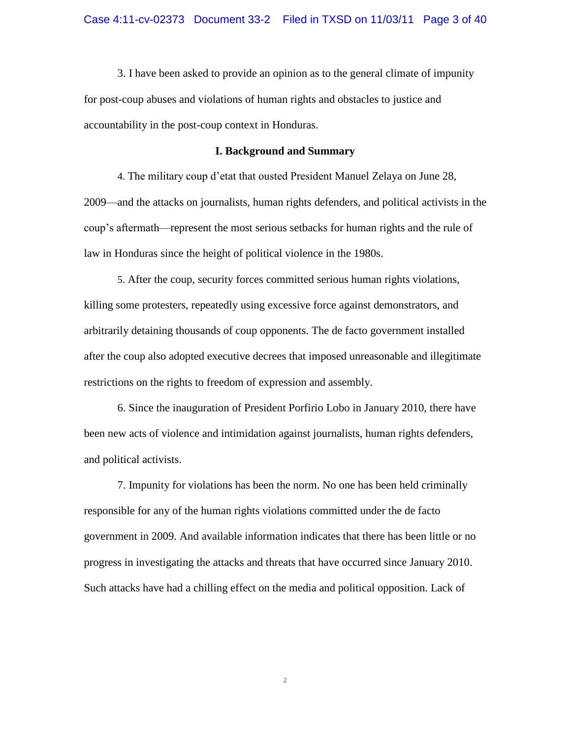3. I have been asked to provide an opinion as to the general climate of impunity for post-coup abuses and violations of human rights and obstacles to justice and accountability in the post-coup context in Honduras.

## I. Background and Summary

4. The military coup d'etat that ousted President Manuel Zelaya on June 28, 2009—and the attacks on journalists, human rights defenders, and political activists in the coup's aftermath—represent the most serious setbacks for human rights and the rule of law in Honduras since the height of political violence in the 1980s.

5. After the coup, security forces committed serious human rights violations, killing some protesters, repeatedly using excessive force against demonstrators, and arbitrarily detaining thousands of coup opponents. The de facto government installed after the coup also adopted executive decrees that imposed unreasonable and illegitimate restrictions on the rights to freedom of expression and assembly.

6. Since the inauguration of President Porfirio Lobo in January 2010, there have been new acts of violence and intimidation against journalists, human rights defenders, and political activists.

7. Impunity for violations has been the norm. No one has been held criminally responsible for any of the human rights violations committed under the de facto government in 2009. And available information indicates that there has been little or no progress in investigating the attacks and threats that have occurred since January 2010. Such attacks have had a chilling effect on the media and political opposition. Lack of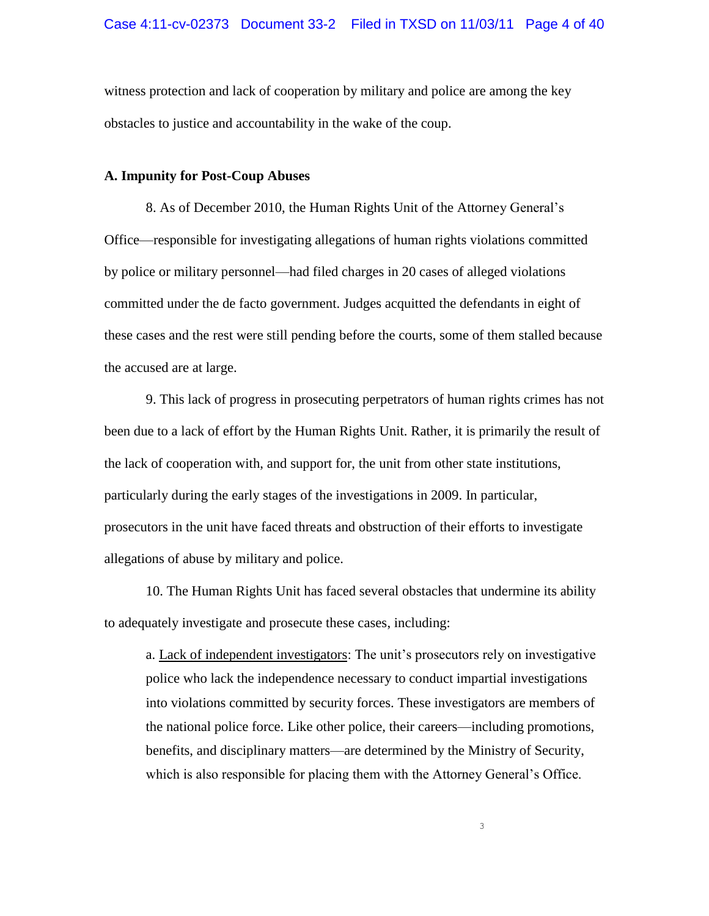witness protection and lack of cooperation by military and police are among the key obstacles to justice and accountability in the wake of the coup.

**A. Impunity for Post-Coup Abuses**

8. As of December 2010, the Human Rights Unit of the Attorney General's Office—responsible for investigating allegations of human rights violations committed by police or military personnel—had filed charges in 20 cases of alleged violations committed under the de facto government. Judges acquitted the defendants in eight of these cases and the rest were still pending before the courts, some of them stalled because the accused are at large.

9. This lack of progress in prosecuting perpetrators of human rights crimes has not been due to a lack of effort by the Human Rights Unit. Rather, it is primarily the result of the lack of cooperation with, and support for, the unit from other state institutions, particularly during the early stages of the investigations in 2009. In particular, prosecutors in the unit have faced threats and obstruction of their efforts to investigate allegations of abuse by military and police.

10. The Human Rights Unit has faced several obstacles that undermine its ability to adequately investigate and prosecute these cases, including:

a. <u>Lack of independent investigators</u>: The unit's prosecutors rely on investigative police who lack the independence necessary to conduct impartial investigations into violations committed by security forces. These investigators are members of the national police force. Like other police, their careers—including promotions, benefits, and disciplinary matters—are determined by the Ministry of Security, which is also responsible for placing them with the Attorney General's Office.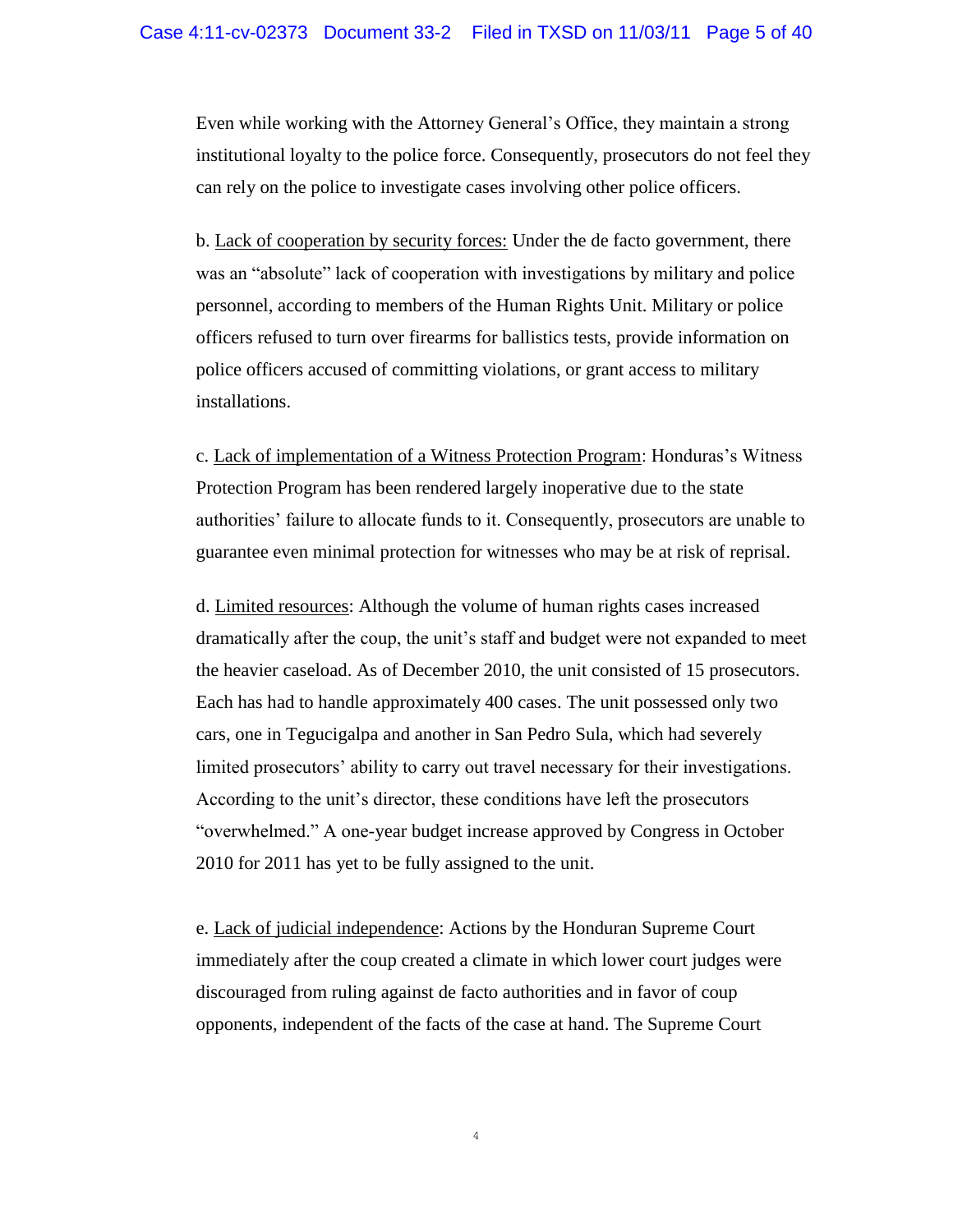Even while working with the Attorney General's Office, they maintain a strong institutional loyalty to the police force. Consequently, prosecutors do not feel they can rely on the police to investigate cases involving other police officers.

b. <u>Lack of cooperation by security forces:</u> Under the de facto government, there was an "absolute" lack of cooperation with investigations by military and police personnel, according to members of the Human Rights Unit. Military or police officers refused to turn over firearms for ballistics tests, provide information on police officers accused of committing violations, or grant access to military installations.

c. <u>Lack of implementation of a Witness Protection Program</u>: Honduras's Witness Protection Program has been rendered largely inoperative due to the state authorities' failure to allocate funds to it. Consequently, prosecutors are unable to guarantee even minimal protection for witnesses who may be at risk of reprisal.

d. <u>Limited resources</u>: Although the volume of human rights cases increased dramatically after the coup, the unit's staff and budget were not expanded to meet the heavier caseload. As of December 2010, the unit consisted of 15 prosecutors. Each has had to handle approximately 400 cases. The unit possessed only two cars, one in Tegucigalpa and another in San Pedro Sula, which had severely limited prosecutors' ability to carry out travel necessary for their investigations. According to the unit's director, these conditions have left the prosecutors "overwhelmed." A one-year budget increase approved by Congress in October 2010 for 2011 has yet to be fully assigned to the unit.

e. <u>Lack of judicial independence</u>: Actions by the Honduran Supreme Court immediately after the coup created a climate in which lower court judges were discouraged from ruling against de facto authorities and in favor of coup opponents, independent of the facts of the case at hand. The Supreme Court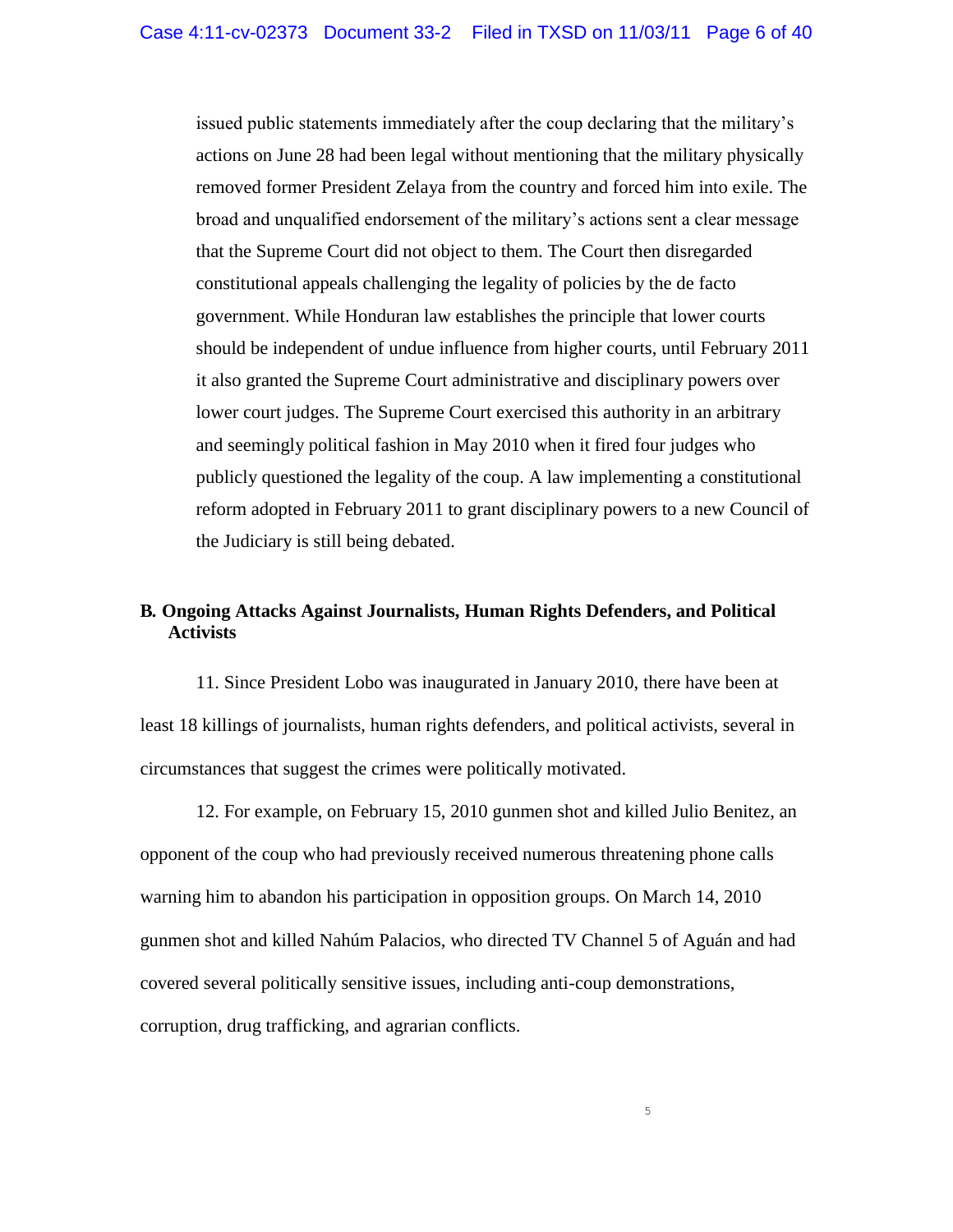issued public statements immediately after the coup declaring that the military's actions on June 28 had been legal without mentioning that the military physically removed former President Zelaya from the country and forced him into exile. The broad and unqualified endorsement of the military's actions sent a clear message that the Supreme Court did not object to them. The Court then disregarded constitutional appeals challenging the legality of policies by the de facto government. While Honduran law establishes the principle that lower courts should be independent of undue influence from higher courts, until February 2011 it also granted the Supreme Court administrative and disciplinary powers over lower court judges. The Supreme Court exercised this authority in an arbitrary and seemingly political fashion in May 2010 when it fired four judges who publicly questioned the legality of the coup. A law implementing a constitutional reform adopted in February 2011 to grant disciplinary powers to a new Council of the Judiciary is still being debated.

### B. Ongoing Attacks Against Journalists, Human Rights Defenders, and Political Activists

11. Since President Lobo was inaugurated in January 2010, there have been at least 18 killings of journalists, human rights defenders, and political activists, several in circumstances that suggest the crimes were politically motivated.

12. For example, on February 15, 2010 gunmen shot and killed Julio Benitez, an opponent of the coup who had previously received numerous threatening phone calls warning him to abandon his participation in opposition groups. On March 14, 2010 gunmen shot and killed Nahúm Palacios, who directed TV Channel 5 of Aguán and had covered several politically sensitive issues, including anti-coup demonstrations, corruption, drug trafficking, and agrarian conflicts.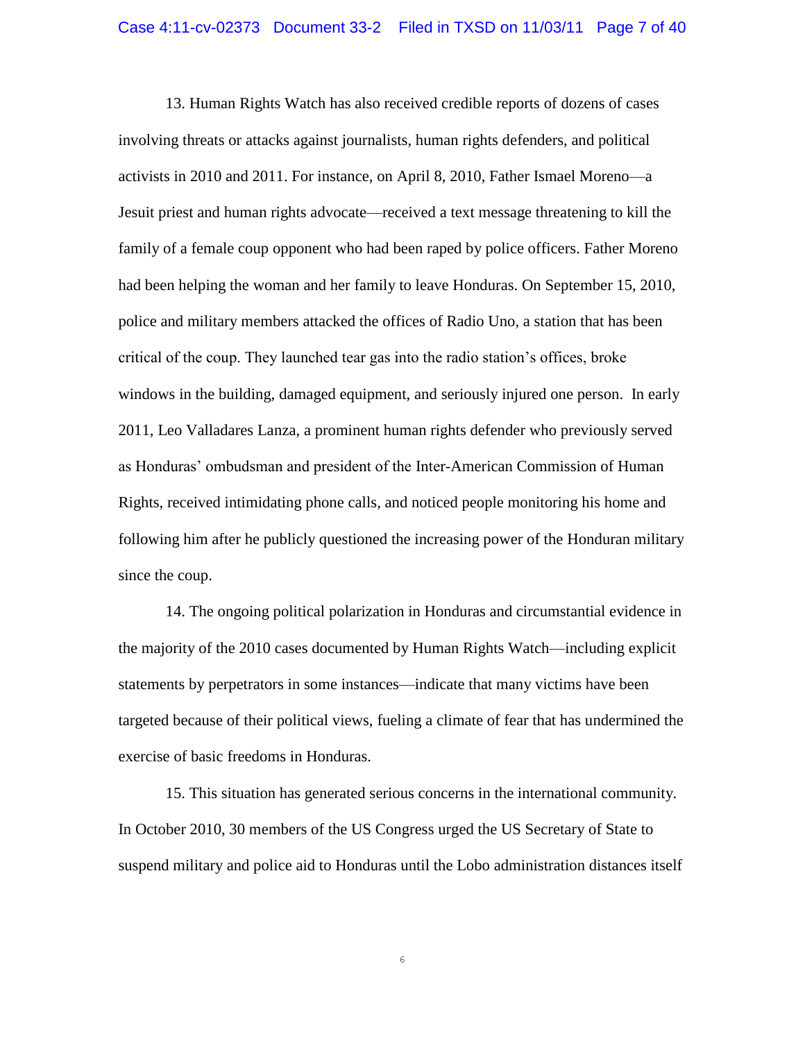13. Human Rights Watch has also received credible reports of dozens of cases involving threats or attacks against journalists, human rights defenders, and political activists in 2010 and 2011. For instance, on April 8, 2010, Father Ismael Moreno—a Jesuit priest and human rights advocate—received a text message threatening to kill the family of a female coup opponent who had been raped by police officers. Father Moreno had been helping the woman and her family to leave Honduras. On September 15, 2010, police and military members attacked the offices of Radio Uno, a station that has been critical of the coup. They launched tear gas into the radio station's offices, broke windows in the building, damaged equipment, and seriously injured one person. In early 2011, Leo Valladares Lanza, a prominent human rights defender who previously served as Honduras' ombudsman and president of the Inter-American Commission of Human Rights, received intimidating phone calls, and noticed people monitoring his home and following him after he publicly questioned the increasing power of the Honduran military since the coup.

14. The ongoing political polarization in Honduras and circumstantial evidence in the majority of the 2010 cases documented by Human Rights Watch—including explicit statements by perpetrators in some instances—indicate that many victims have been targeted because of their political views, fueling a climate of fear that has undermined the exercise of basic freedoms in Honduras.

15. This situation has generated serious concerns in the international community. In October 2010, 30 members of the US Congress urged the US Secretary of State to suspend military and police aid to Honduras until the Lobo administration distances itself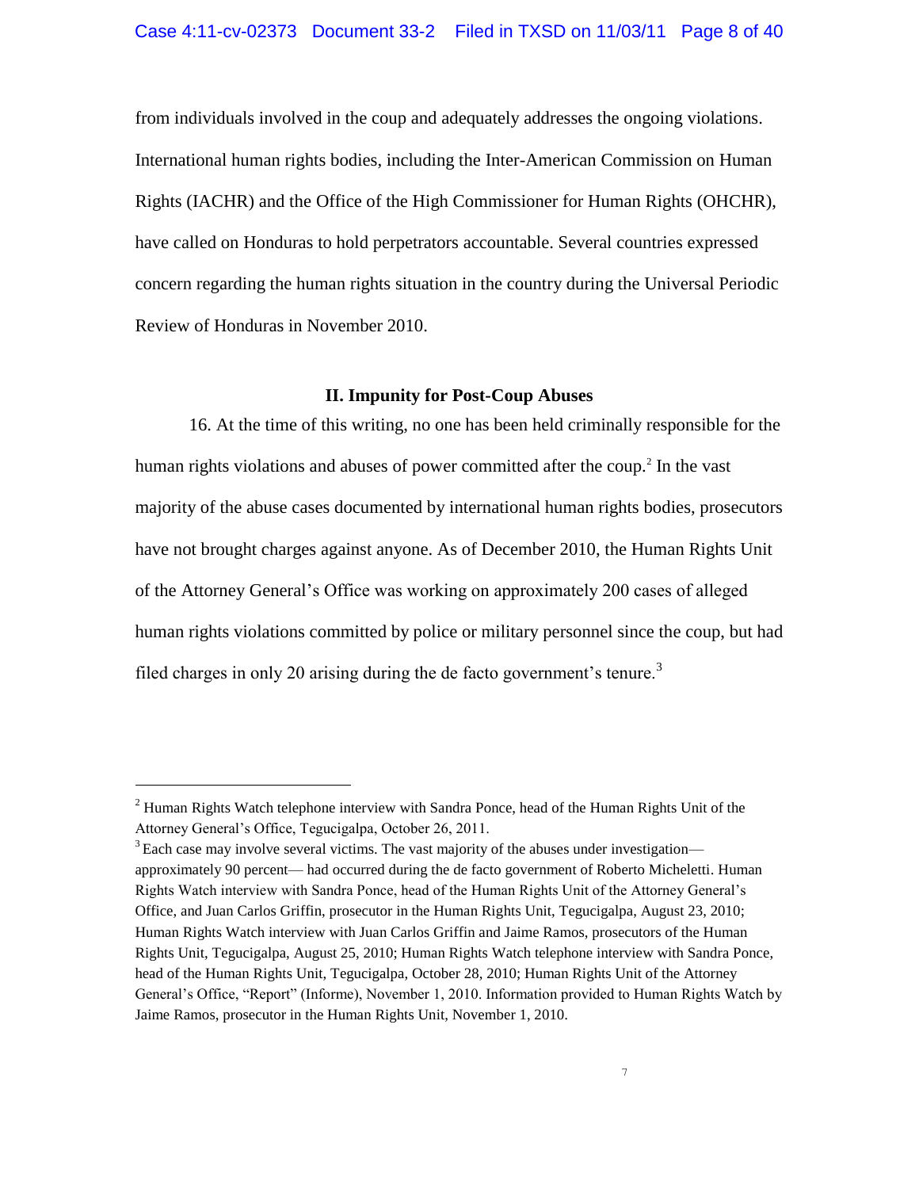from individuals involved in the coup and adequately addresses the ongoing violations. International human rights bodies, including the Inter-American Commission on Human Rights (IACHR) and the Office of the High Commissioner for Human Rights (OHCHR), have called on Honduras to hold perpetrators accountable. Several countries expressed concern regarding the human rights situation in the country during the Universal Periodic Review of Honduras in November 2010.

## II. Impunity for Post-Coup Abuses

16. At the time of this writing, no one has been held criminally responsible for the human rights violations and abuses of power committed after the coup.[2] In the vast majority of the abuse cases documented by international human rights bodies, prosecutors have not brought charges against anyone. As of December 2010, the Human Rights Unit of the Attorney General's Office was working on approximately 200 cases of alleged human rights violations committed by police or military personnel since the coup, but had filed charges in only 20 arising during the de facto government's tenure.[3]

---

[2] Human Rights Watch telephone interview with Sandra Ponce, head of the Human Rights Unit of the Attorney General's Office, Tegucigalpa, October 26, 2011.

[3] Each case may involve several victims. The vast majority of the abuses under investigation—approximately 90 percent— had occurred during the de facto government of Roberto Micheletti. Human Rights Watch interview with Sandra Ponce, head of the Human Rights Unit of the Attorney General's Office, and Juan Carlos Griffin, prosecutor in the Human Rights Unit, Tegucigalpa, August 23, 2010; Human Rights Watch interview with Juan Carlos Griffin and Jaime Ramos, prosecutors of the Human Rights Unit, Tegucigalpa, August 25, 2010; Human Rights Watch telephone interview with Sandra Ponce, head of the Human Rights Unit, Tegucigalpa, October 28, 2010; Human Rights Unit of the Attorney General's Office, "Report" (Informe), November 1, 2010. Information provided to Human Rights Watch by Jaime Ramos, prosecutor in the Human Rights Unit, November 1, 2010.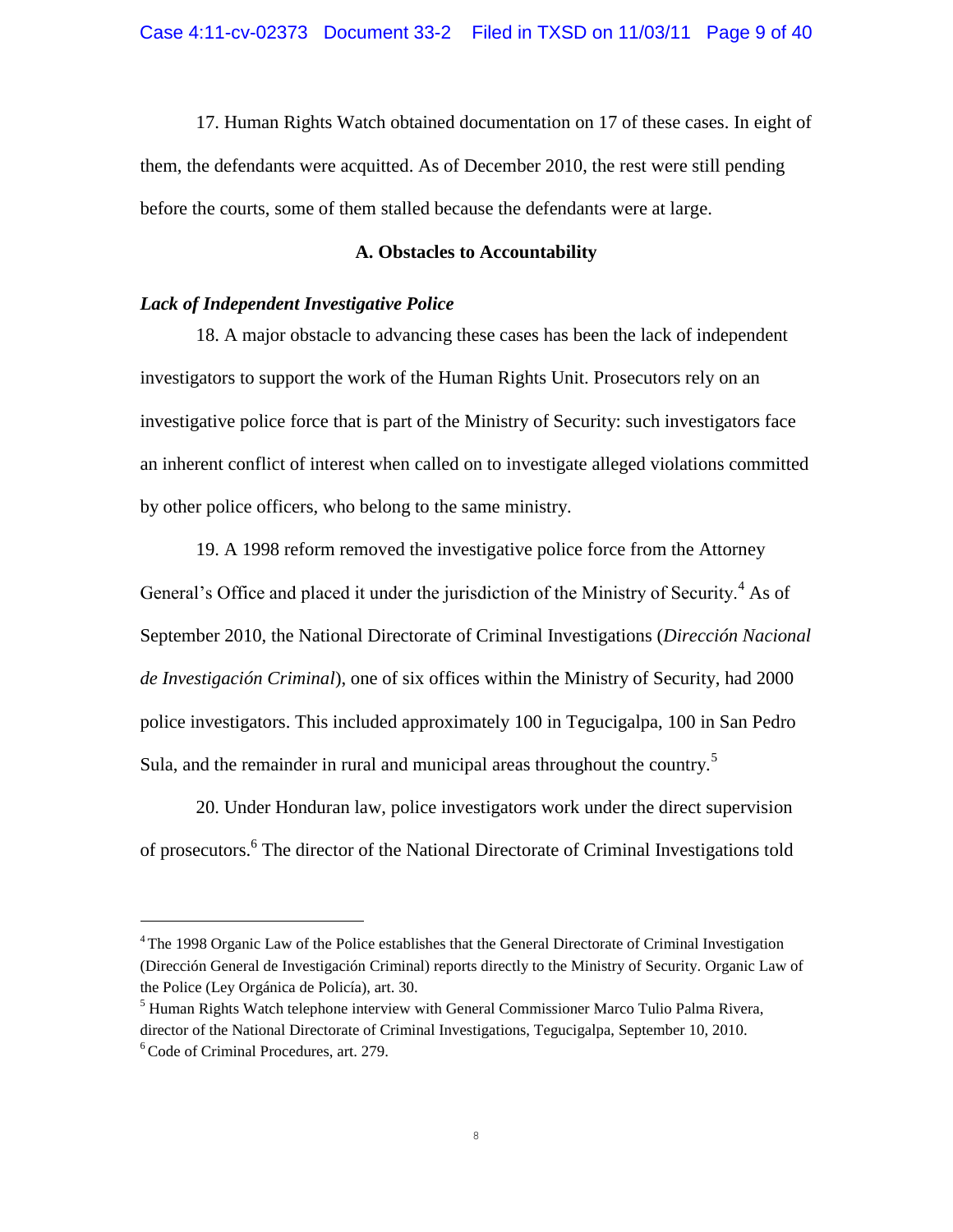17. Human Rights Watch obtained documentation on 17 of these cases. In eight of them, the defendants were acquitted. As of December 2010, the rest were still pending before the courts, some of them stalled because the defendants were at large.

### A. Obstacles to Accountability

***Lack of Independent Investigative Police***

18. A major obstacle to advancing these cases has been the lack of independent investigators to support the work of the Human Rights Unit. Prosecutors rely on an investigative police force that is part of the Ministry of Security: such investigators face an inherent conflict of interest when called on to investigate alleged violations committed by other police officers, who belong to the same ministry.

19. A 1998 reform removed the investigative police force from the Attorney General's Office and placed it under the jurisdiction of the Ministry of Security.[4] As of September 2010, the National Directorate of Criminal Investigations (*Dirección Nacional de Investigación Criminal*), one of six offices within the Ministry of Security, had 2000 police investigators. This included approximately 100 in Tegucigalpa, 100 in San Pedro Sula, and the remainder in rural and municipal areas throughout the country.[5]

20. Under Honduran law, police investigators work under the direct supervision of prosecutors.[6] The director of the National Directorate of Criminal Investigations told

---

[4] The 1998 Organic Law of the Police establishes that the General Directorate of Criminal Investigation (Dirección General de Investigación Criminal) reports directly to the Ministry of Security. Organic Law of the Police (Ley Orgánica de Policía), art. 30.

[5] Human Rights Watch telephone interview with General Commissioner Marco Tulio Palma Rivera, director of the National Directorate of Criminal Investigations, Tegucigalpa, September 10, 2010.

[6] Code of Criminal Procedures, art. 279.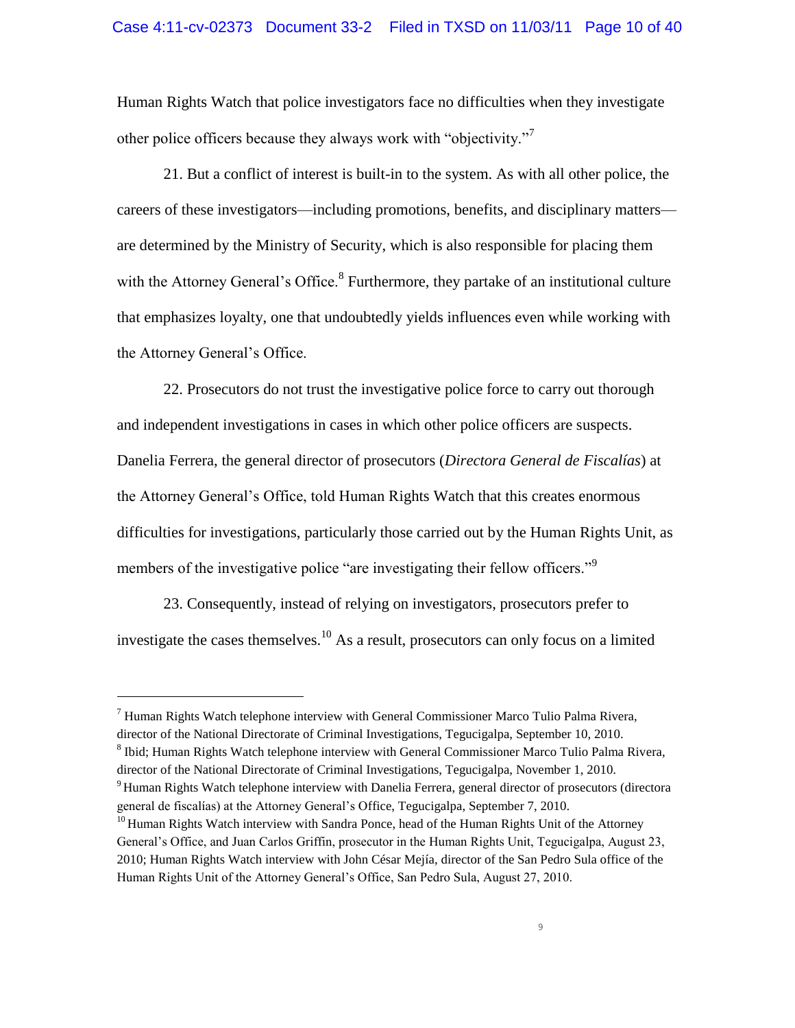Human Rights Watch that police investigators face no difficulties when they investigate other police officers because they always work with "objectivity."[7]

21. But a conflict of interest is built-in to the system. As with all other police, the careers of these investigators—including promotions, benefits, and disciplinary matters—are determined by the Ministry of Security, which is also responsible for placing them with the Attorney General's Office.[8] Furthermore, they partake of an institutional culture that emphasizes loyalty, one that undoubtedly yields influences even while working with the Attorney General's Office.

22. Prosecutors do not trust the investigative police force to carry out thorough and independent investigations in cases in which other police officers are suspects. Danelia Ferrera, the general director of prosecutors (*Directora General de Fiscalías*) at the Attorney General's Office, told Human Rights Watch that this creates enormous difficulties for investigations, particularly those carried out by the Human Rights Unit, as members of the investigative police "are investigating their fellow officers."[9]

23. Consequently, instead of relying on investigators, prosecutors prefer to investigate the cases themselves.[10] As a result, prosecutors can only focus on a limited

---

[7] Human Rights Watch telephone interview with General Commissioner Marco Tulio Palma Rivera, director of the National Directorate of Criminal Investigations, Tegucigalpa, September 10, 2010.

[8] Ibid; Human Rights Watch telephone interview with General Commissioner Marco Tulio Palma Rivera, director of the National Directorate of Criminal Investigations, Tegucigalpa, November 1, 2010.

[9] Human Rights Watch telephone interview with Danelia Ferrera, general director of prosecutors (directora general de fiscalías) at the Attorney General's Office, Tegucigalpa, September 7, 2010.

[10] Human Rights Watch interview with Sandra Ponce, head of the Human Rights Unit of the Attorney General's Office, and Juan Carlos Griffin, prosecutor in the Human Rights Unit, Tegucigalpa, August 23, 2010; Human Rights Watch interview with John César Mejía, director of the San Pedro Sula office of the Human Rights Unit of the Attorney General's Office, San Pedro Sula, August 27, 2010.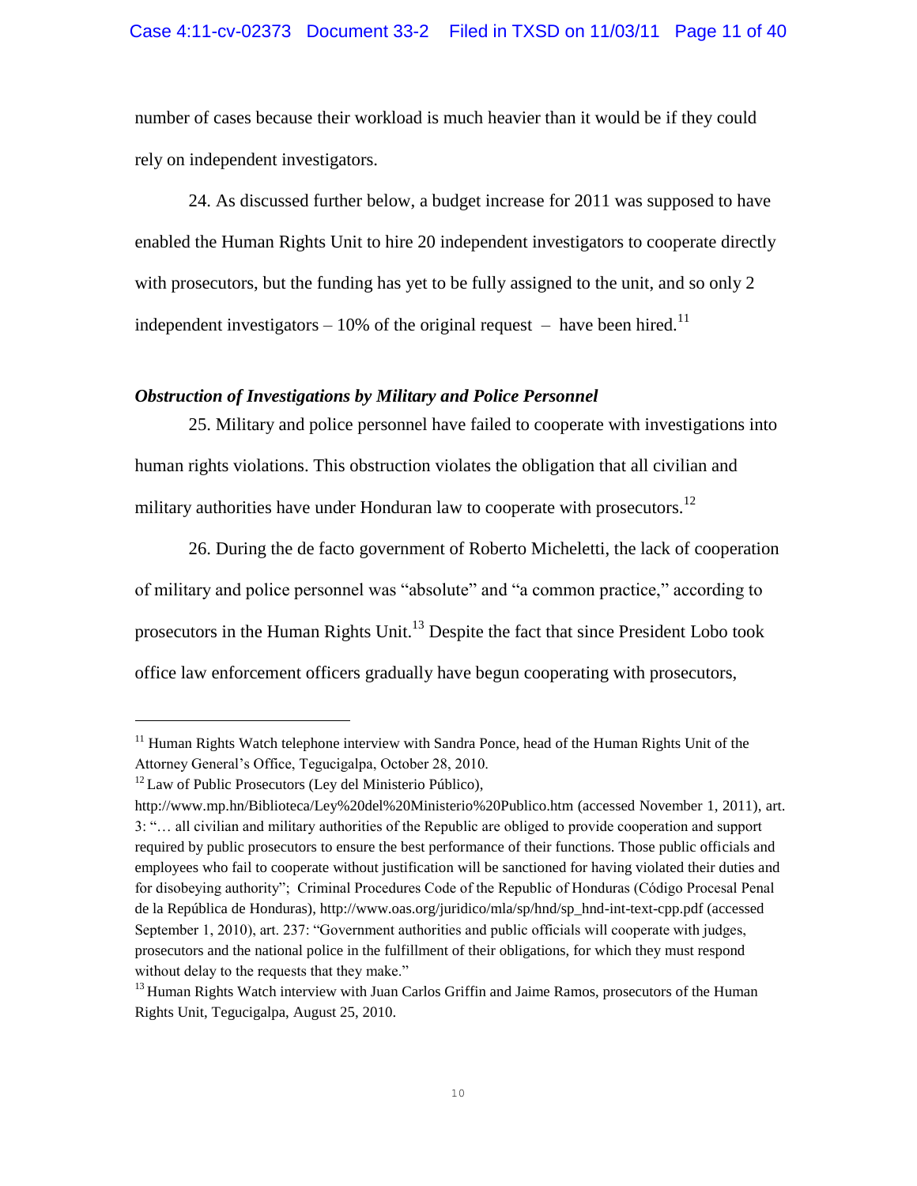number of cases because their workload is much heavier than it would be if they could rely on independent investigators.

24. As discussed further below, a budget increase for 2011 was supposed to have enabled the Human Rights Unit to hire 20 independent investigators to cooperate directly with prosecutors, but the funding has yet to be fully assigned to the unit, and so only 2 independent investigators – 10% of the original request – have been hired.[11]

***Obstruction of Investigations by Military and Police Personnel***

25. Military and police personnel have failed to cooperate with investigations into human rights violations. This obstruction violates the obligation that all civilian and military authorities have under Honduran law to cooperate with prosecutors.[12]

26. During the de facto government of Roberto Micheletti, the lack of cooperation of military and police personnel was "absolute" and "a common practice," according to prosecutors in the Human Rights Unit.[13] Despite the fact that since President Lobo took office law enforcement officers gradually have begun cooperating with prosecutors,

---

[11] Human Rights Watch telephone interview with Sandra Ponce, head of the Human Rights Unit of the Attorney General's Office, Tegucigalpa, October 28, 2010.

[12] Law of Public Prosecutors (Ley del Ministerio Público), http://www.mp.hn/Biblioteca/Ley%20del%20Ministerio%20Publico.htm (accessed November 1, 2011), art. 3: "… all civilian and military authorities of the Republic are obliged to provide cooperation and support required by public prosecutors to ensure the best performance of their functions. Those public officials and employees who fail to cooperate without justification will be sanctioned for having violated their duties and for disobeying authority"; Criminal Procedures Code of the Republic of Honduras (Código Procesal Penal de la República de Honduras), http://www.oas.org/juridico/mla/sp/hnd/sp_hnd-int-text-cpp.pdf (accessed September 1, 2010), art. 237: "Government authorities and public officials will cooperate with judges, prosecutors and the national police in the fulfillment of their obligations, for which they must respond without delay to the requests that they make."

[13] Human Rights Watch interview with Juan Carlos Griffin and Jaime Ramos, prosecutors of the Human Rights Unit, Tegucigalpa, August 25, 2010.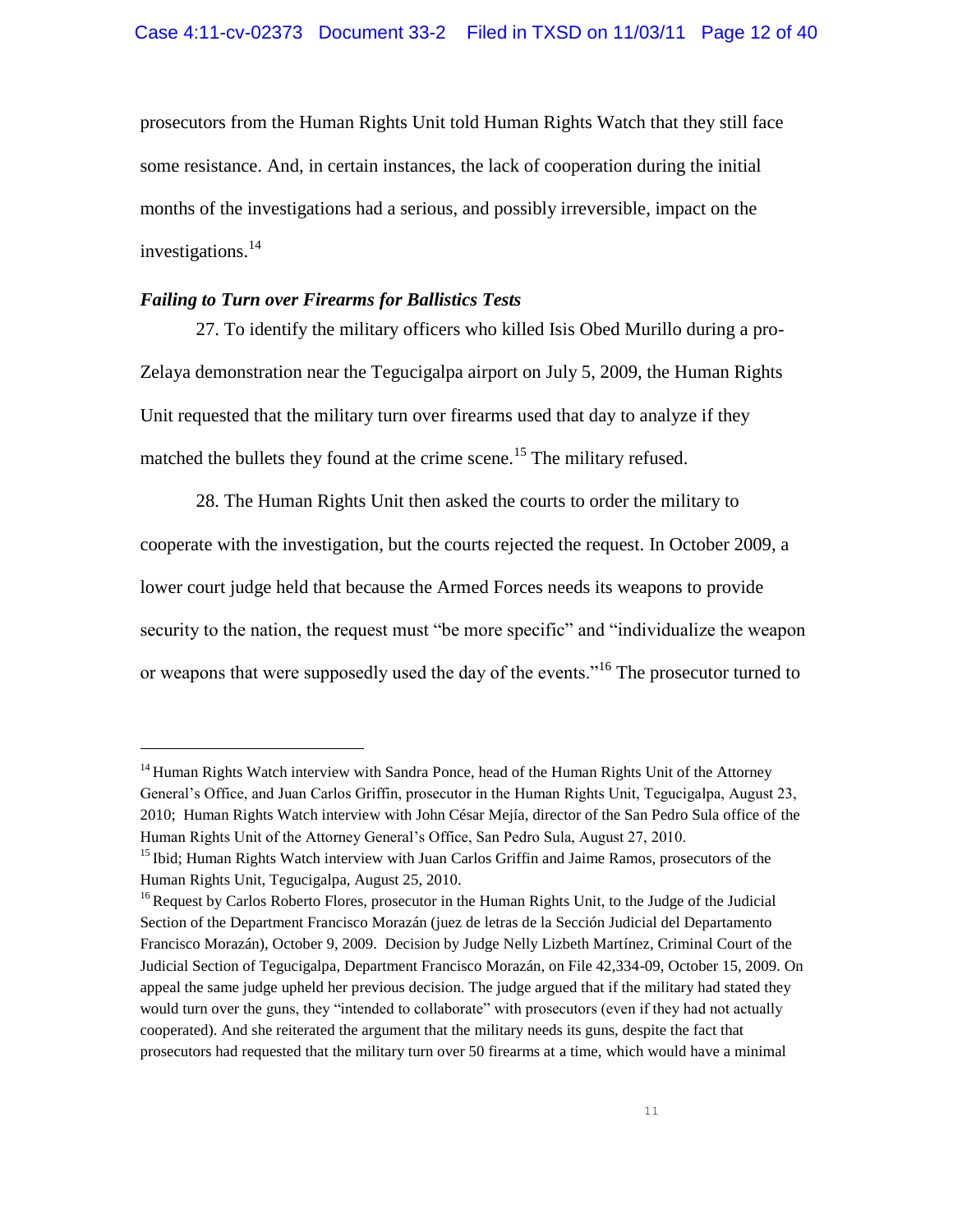prosecutors from the Human Rights Unit told Human Rights Watch that they still face some resistance. And, in certain instances, the lack of cooperation during the initial months of the investigations had a serious, and possibly irreversible, impact on the investigations.[14]

***Failing to Turn over Firearms for Ballistics Tests***

27. To identify the military officers who killed Isis Obed Murillo during a pro-Zelaya demonstration near the Tegucigalpa airport on July 5, 2009, the Human Rights Unit requested that the military turn over firearms used that day to analyze if they matched the bullets they found at the crime scene.[15] The military refused.

28. The Human Rights Unit then asked the courts to order the military to cooperate with the investigation, but the courts rejected the request. In October 2009, a lower court judge held that because the Armed Forces needs its weapons to provide security to the nation, the request must "be more specific" and "individualize the weapon or weapons that were supposedly used the day of the events."[16] The prosecutor turned to

---

[14] Human Rights Watch interview with Sandra Ponce, head of the Human Rights Unit of the Attorney General's Office, and Juan Carlos Griffin, prosecutor in the Human Rights Unit, Tegucigalpa, August 23, 2010; Human Rights Watch interview with John César Mejía, director of the San Pedro Sula office of the Human Rights Unit of the Attorney General's Office, San Pedro Sula, August 27, 2010.

[15] Ibid; Human Rights Watch interview with Juan Carlos Griffin and Jaime Ramos, prosecutors of the Human Rights Unit, Tegucigalpa, August 25, 2010.

[16] Request by Carlos Roberto Flores, prosecutor in the Human Rights Unit, to the Judge of the Judicial Section of the Department Francisco Morazán (juez de letras de la Sección Judicial del Departamento Francisco Morazán), October 9, 2009. Decision by Judge Nelly Lizbeth Martínez, Criminal Court of the Judicial Section of Tegucigalpa, Department Francisco Morazán, on File 42,334-09, October 15, 2009. On appeal the same judge upheld her previous decision. The judge argued that if the military had stated they would turn over the guns, they "intended to collaborate" with prosecutors (even if they had not actually cooperated). And she reiterated the argument that the military needs its guns, despite the fact that prosecutors had requested that the military turn over 50 firearms at a time, which would have a minimal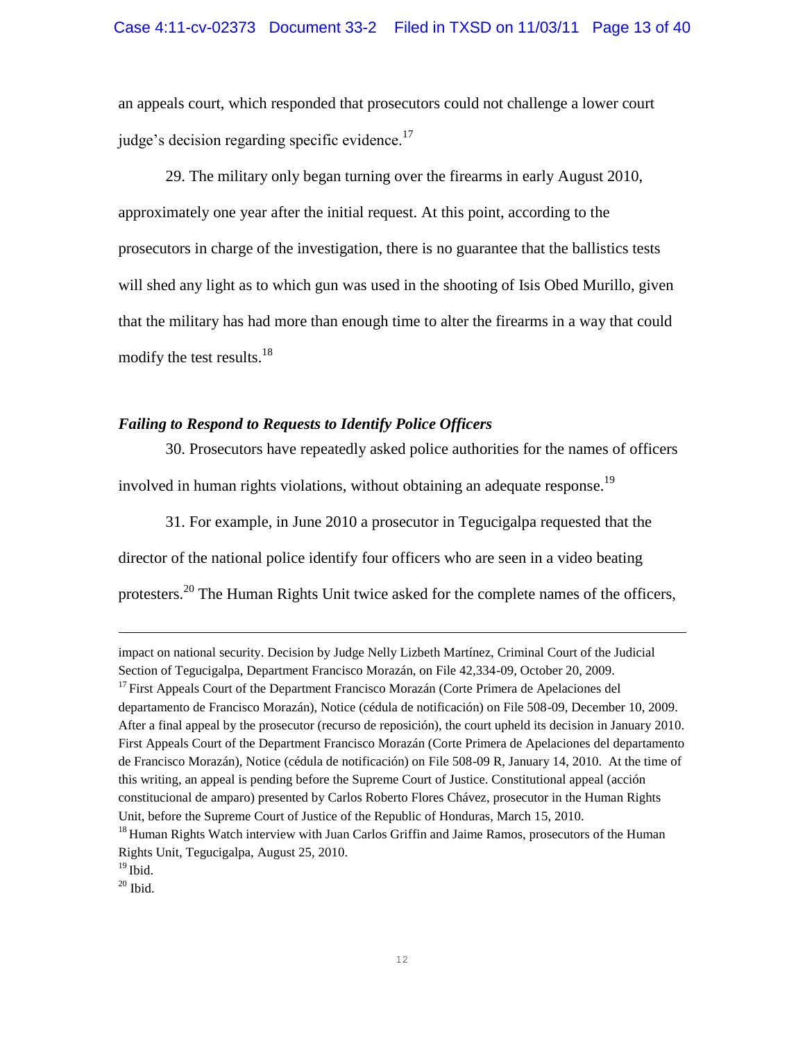an appeals court, which responded that prosecutors could not challenge a lower court judge's decision regarding specific evidence.[17]

29. The military only began turning over the firearms in early August 2010, approximately one year after the initial request. At this point, according to the prosecutors in charge of the investigation, there is no guarantee that the ballistics tests will shed any light as to which gun was used in the shooting of Isis Obed Murillo, given that the military has had more than enough time to alter the firearms in a way that could modify the test results.[18]

### *Failing to Respond to Requests to Identify Police Officers*

30. Prosecutors have repeatedly asked police authorities for the names of officers involved in human rights violations, without obtaining an adequate response.[19]

31. For example, in June 2010 a prosecutor in Tegucigalpa requested that the director of the national police identify four officers who are seen in a video beating protesters.[20] The Human Rights Unit twice asked for the complete names of the officers,

---

impact on national security. Decision by Judge Nelly Lizbeth Martínez, Criminal Court of the Judicial Section of Tegucigalpa, Department Francisco Morazán, on File 42,334-09, October 20, 2009.

[17] First Appeals Court of the Department Francisco Morazán (Corte Primera de Apelaciones del departamento de Francisco Morazán), Notice (cédula de notificación) on File 508-09, December 10, 2009. After a final appeal by the prosecutor (recurso de reposición), the court upheld its decision in January 2010. First Appeals Court of the Department Francisco Morazán (Corte Primera de Apelaciones del departamento de Francisco Morazán), Notice (cédula de notificación) on File 508-09 R, January 14, 2010. At the time of this writing, an appeal is pending before the Supreme Court of Justice. Constitutional appeal (acción constitucional de amparo) presented by Carlos Roberto Flores Chávez, prosecutor in the Human Rights Unit, before the Supreme Court of Justice of the Republic of Honduras, March 15, 2010.

[18] Human Rights Watch interview with Juan Carlos Griffin and Jaime Ramos, prosecutors of the Human Rights Unit, Tegucigalpa, August 25, 2010.

[19] Ibid.

[20] Ibid.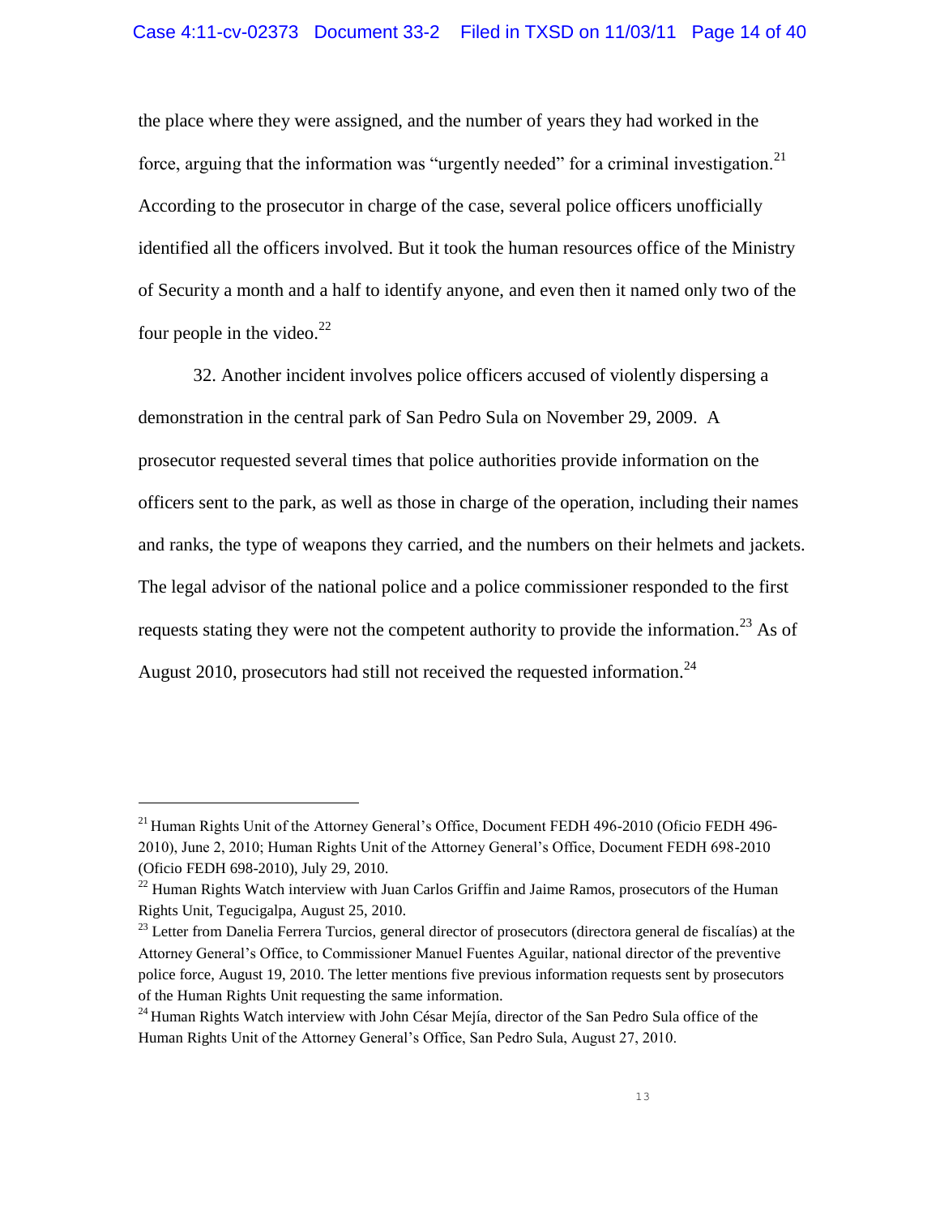the place where they were assigned, and the number of years they had worked in the force, arguing that the information was "urgently needed" for a criminal investigation.[21] According to the prosecutor in charge of the case, several police officers unofficially identified all the officers involved. But it took the human resources office of the Ministry of Security a month and a half to identify anyone, and even then it named only two of the four people in the video.[22]

32. Another incident involves police officers accused of violently dispersing a demonstration in the central park of San Pedro Sula on November 29, 2009. A prosecutor requested several times that police authorities provide information on the officers sent to the park, as well as those in charge of the operation, including their names and ranks, the type of weapons they carried, and the numbers on their helmets and jackets. The legal advisor of the national police and a police commissioner responded to the first requests stating they were not the competent authority to provide the information.[23] As of August 2010, prosecutors had still not received the requested information.[24]

---

[21] Human Rights Unit of the Attorney General's Office, Document FEDH 496-2010 (Oficio FEDH 496-2010), June 2, 2010; Human Rights Unit of the Attorney General's Office, Document FEDH 698-2010 (Oficio FEDH 698-2010), July 29, 2010.

[22] Human Rights Watch interview with Juan Carlos Griffin and Jaime Ramos, prosecutors of the Human Rights Unit, Tegucigalpa, August 25, 2010.

[23] Letter from Danelia Ferrera Turcios, general director of prosecutors (directora general de fiscalías) at the Attorney General's Office, to Commissioner Manuel Fuentes Aguilar, national director of the preventive police force, August 19, 2010. The letter mentions five previous information requests sent by prosecutors of the Human Rights Unit requesting the same information.

[24] Human Rights Watch interview with John César Mejía, director of the San Pedro Sula office of the Human Rights Unit of the Attorney General's Office, San Pedro Sula, August 27, 2010.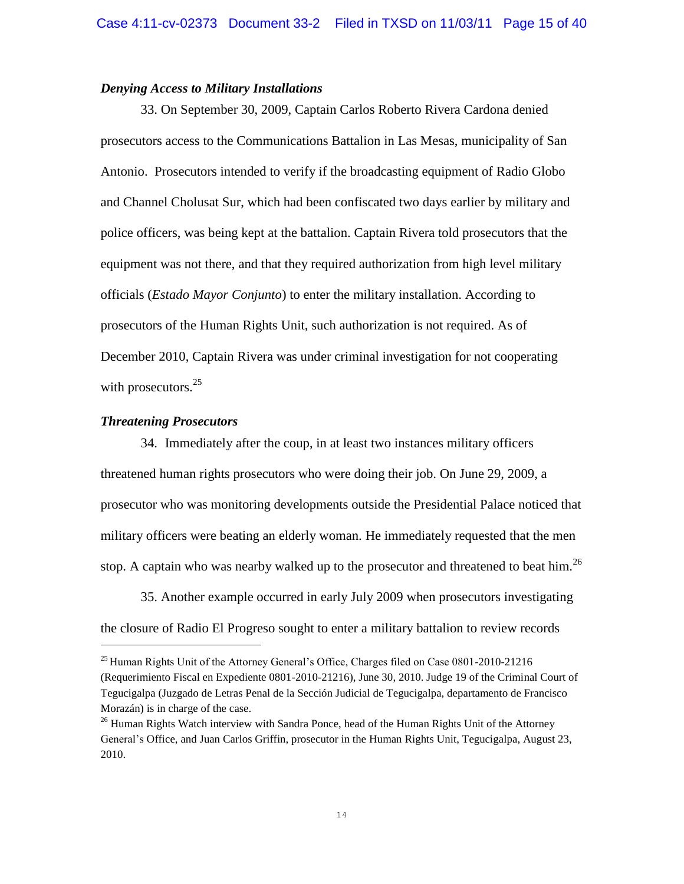### *Denying Access to Military Installations*

33. On September 30, 2009, Captain Carlos Roberto Rivera Cardona denied prosecutors access to the Communications Battalion in Las Mesas, municipality of San Antonio. Prosecutors intended to verify if the broadcasting equipment of Radio Globo and Channel Cholusat Sur, which had been confiscated two days earlier by military and police officers, was being kept at the battalion. Captain Rivera told prosecutors that the equipment was not there, and that they required authorization from high level military officials (*Estado Mayor Conjunto*) to enter the military installation. According to prosecutors of the Human Rights Unit, such authorization is not required. As of December 2010, Captain Rivera was under criminal investigation for not cooperating with prosecutors.[25]

### *Threatening Prosecutors*

34. Immediately after the coup, in at least two instances military officers threatened human rights prosecutors who were doing their job. On June 29, 2009, a prosecutor who was monitoring developments outside the Presidential Palace noticed that military officers were beating an elderly woman. He immediately requested that the men stop. A captain who was nearby walked up to the prosecutor and threatened to beat him.[26]

35. Another example occurred in early July 2009 when prosecutors investigating the closure of Radio El Progreso sought to enter a military battalion to review records

---

[25] Human Rights Unit of the Attorney General's Office, Charges filed on Case 0801-2010-21216 (Requerimiento Fiscal en Expediente 0801-2010-21216), June 30, 2010. Judge 19 of the Criminal Court of Tegucigalpa (Juzgado de Letras Penal de la Sección Judicial de Tegucigalpa, departamento de Francisco Morazán) is in charge of the case.

[26] Human Rights Watch interview with Sandra Ponce, head of the Human Rights Unit of the Attorney General's Office, and Juan Carlos Griffin, prosecutor in the Human Rights Unit, Tegucigalpa, August 23, 2010.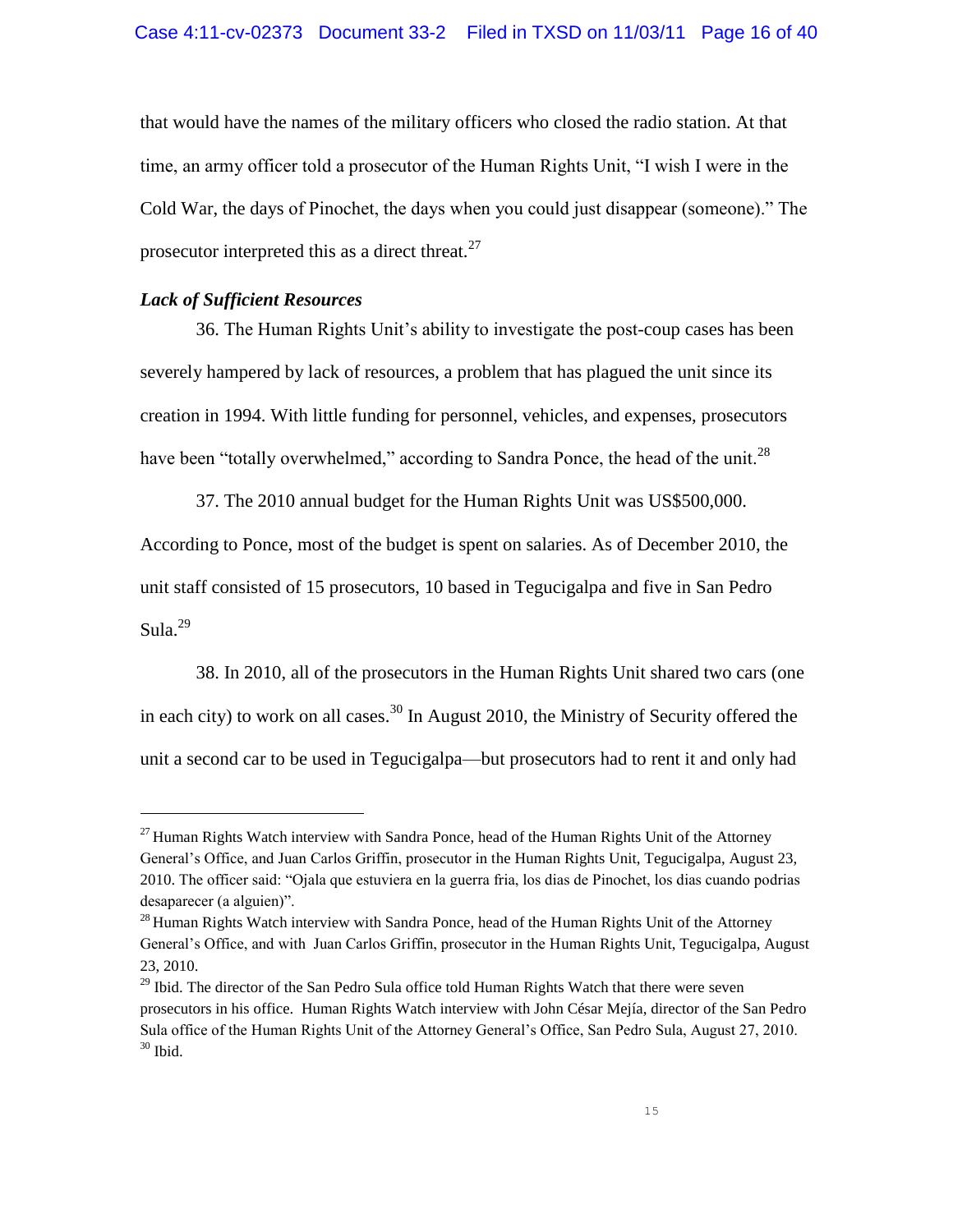that would have the names of the military officers who closed the radio station. At that time, an army officer told a prosecutor of the Human Rights Unit, "I wish I were in the Cold War, the days of Pinochet, the days when you could just disappear (someone)." The prosecutor interpreted this as a direct threat.[27]

***Lack of Sufficient Resources***

36. The Human Rights Unit's ability to investigate the post-coup cases has been severely hampered by lack of resources, a problem that has plagued the unit since its creation in 1994. With little funding for personnel, vehicles, and expenses, prosecutors have been "totally overwhelmed," according to Sandra Ponce, the head of the unit.[28]

37. The 2010 annual budget for the Human Rights Unit was US$500,000. According to Ponce, most of the budget is spent on salaries. As of December 2010, the unit staff consisted of 15 prosecutors, 10 based in Tegucigalpa and five in San Pedro Sula.[29]

38. In 2010, all of the prosecutors in the Human Rights Unit shared two cars (one in each city) to work on all cases.[30] In August 2010, the Ministry of Security offered the unit a second car to be used in Tegucigalpa—but prosecutors had to rent it and only had

---

[27] Human Rights Watch interview with Sandra Ponce, head of the Human Rights Unit of the Attorney General's Office, and Juan Carlos Griffin, prosecutor in the Human Rights Unit, Tegucigalpa, August 23, 2010. The officer said: "Ojala que estuviera en la guerra fria, los dias de Pinochet, los dias cuando podrias desaparecer (a alguien)".

[28] Human Rights Watch interview with Sandra Ponce, head of the Human Rights Unit of the Attorney General's Office, and with Juan Carlos Griffin, prosecutor in the Human Rights Unit, Tegucigalpa, August 23, 2010.

[29] Ibid. The director of the San Pedro Sula office told Human Rights Watch that there were seven prosecutors in his office. Human Rights Watch interview with John César Mejía, director of the San Pedro Sula office of the Human Rights Unit of the Attorney General's Office, San Pedro Sula, August 27, 2010.

[30] Ibid.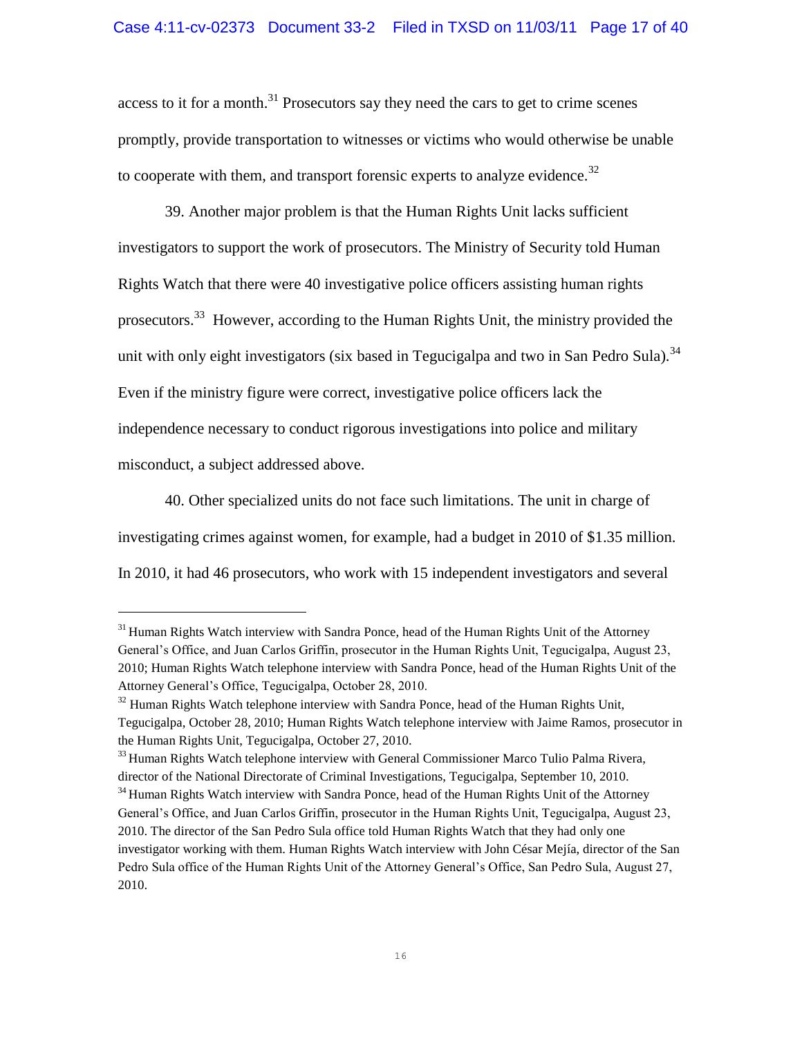access to it for a month.[31] Prosecutors say they need the cars to get to crime scenes promptly, provide transportation to witnesses or victims who would otherwise be unable to cooperate with them, and transport forensic experts to analyze evidence.[32]

39. Another major problem is that the Human Rights Unit lacks sufficient investigators to support the work of prosecutors. The Ministry of Security told Human Rights Watch that there were 40 investigative police officers assisting human rights prosecutors.[33] However, according to the Human Rights Unit, the ministry provided the unit with only eight investigators (six based in Tegucigalpa and two in San Pedro Sula).[34] Even if the ministry figure were correct, investigative police officers lack the independence necessary to conduct rigorous investigations into police and military misconduct, a subject addressed above.

40. Other specialized units do not face such limitations. The unit in charge of investigating crimes against women, for example, had a budget in 2010 of $1.35 million. In 2010, it had 46 prosecutors, who work with 15 independent investigators and several

---

[31] Human Rights Watch interview with Sandra Ponce, head of the Human Rights Unit of the Attorney General's Office, and Juan Carlos Griffin, prosecutor in the Human Rights Unit, Tegucigalpa, August 23, 2010; Human Rights Watch telephone interview with Sandra Ponce, head of the Human Rights Unit of the Attorney General's Office, Tegucigalpa, October 28, 2010.

[32] Human Rights Watch telephone interview with Sandra Ponce, head of the Human Rights Unit, Tegucigalpa, October 28, 2010; Human Rights Watch telephone interview with Jaime Ramos, prosecutor in the Human Rights Unit, Tegucigalpa, October 27, 2010.

[33] Human Rights Watch telephone interview with General Commissioner Marco Tulio Palma Rivera, director of the National Directorate of Criminal Investigations, Tegucigalpa, September 10, 2010.

[34] Human Rights Watch interview with Sandra Ponce, head of the Human Rights Unit of the Attorney General's Office, and Juan Carlos Griffin, prosecutor in the Human Rights Unit, Tegucigalpa, August 23, 2010. The director of the San Pedro Sula office told Human Rights Watch that they had only one investigator working with them. Human Rights Watch interview with John César Mejía, director of the San Pedro Sula office of the Human Rights Unit of the Attorney General's Office, San Pedro Sula, August 27, 2010.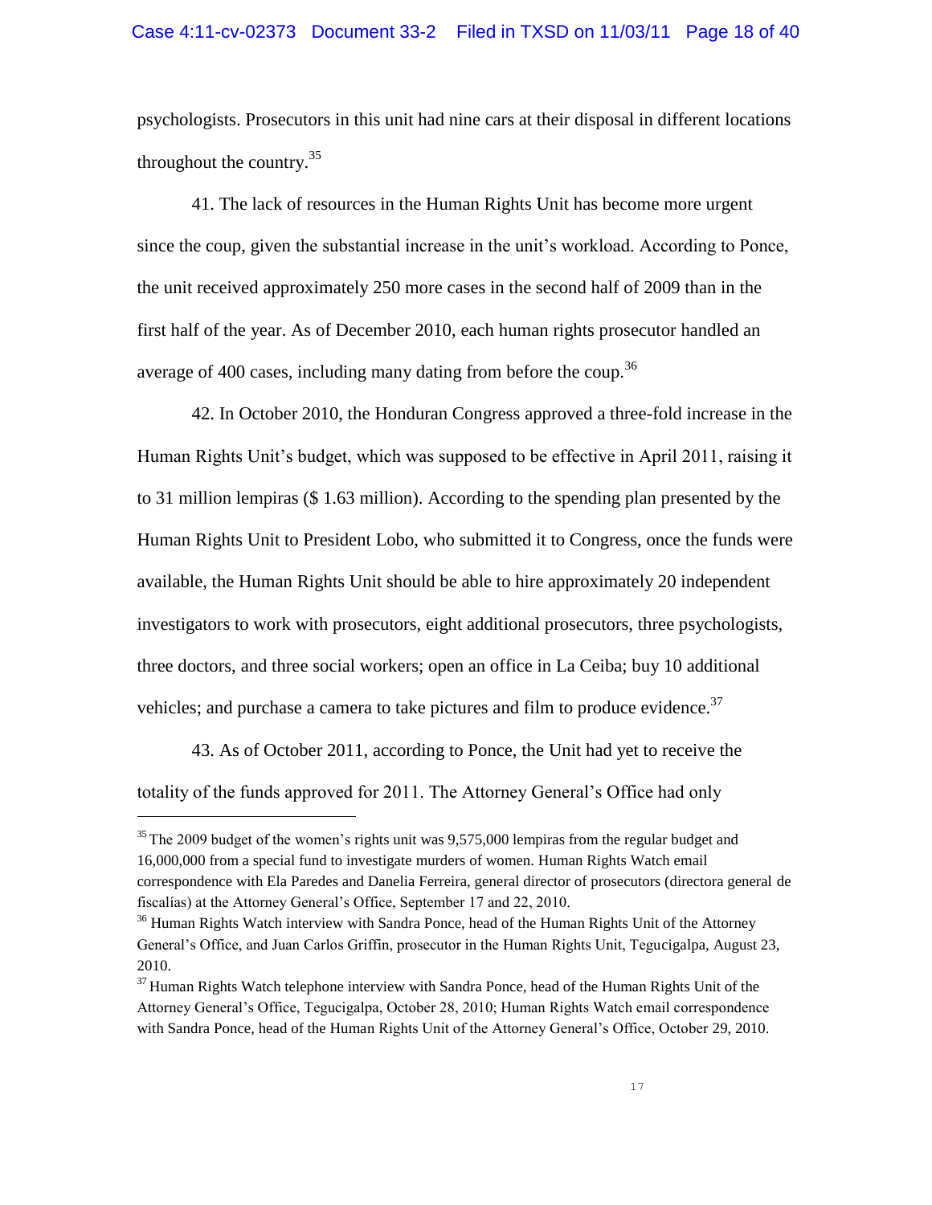psychologists. Prosecutors in this unit had nine cars at their disposal in different locations throughout the country.[35]

41. The lack of resources in the Human Rights Unit has become more urgent since the coup, given the substantial increase in the unit's workload. According to Ponce, the unit received approximately 250 more cases in the second half of 2009 than in the first half of the year. As of December 2010, each human rights prosecutor handled an average of 400 cases, including many dating from before the coup.[36]

42. In October 2010, the Honduran Congress approved a three-fold increase in the Human Rights Unit's budget, which was supposed to be effective in April 2011, raising it to 31 million lempiras ($ 1.63 million). According to the spending plan presented by the Human Rights Unit to President Lobo, who submitted it to Congress, once the funds were available, the Human Rights Unit should be able to hire approximately 20 independent investigators to work with prosecutors, eight additional prosecutors, three psychologists, three doctors, and three social workers; open an office in La Ceiba; buy 10 additional vehicles; and purchase a camera to take pictures and film to produce evidence.[37]

43. As of October 2011, according to Ponce, the Unit had yet to receive the totality of the funds approved for 2011. The Attorney General's Office had only

---

[35] The 2009 budget of the women's rights unit was 9,575,000 lempiras from the regular budget and 16,000,000 from a special fund to investigate murders of women. Human Rights Watch email correspondence with Ela Paredes and Danelia Ferreira, general director of prosecutors (directora general de fiscalías) at the Attorney General's Office, September 17 and 22, 2010.

[36] Human Rights Watch interview with Sandra Ponce, head of the Human Rights Unit of the Attorney General's Office, and Juan Carlos Griffin, prosecutor in the Human Rights Unit, Tegucigalpa, August 23, 2010.

[37] Human Rights Watch telephone interview with Sandra Ponce, head of the Human Rights Unit of the Attorney General's Office, Tegucigalpa, October 28, 2010; Human Rights Watch email correspondence with Sandra Ponce, head of the Human Rights Unit of the Attorney General's Office, October 29, 2010.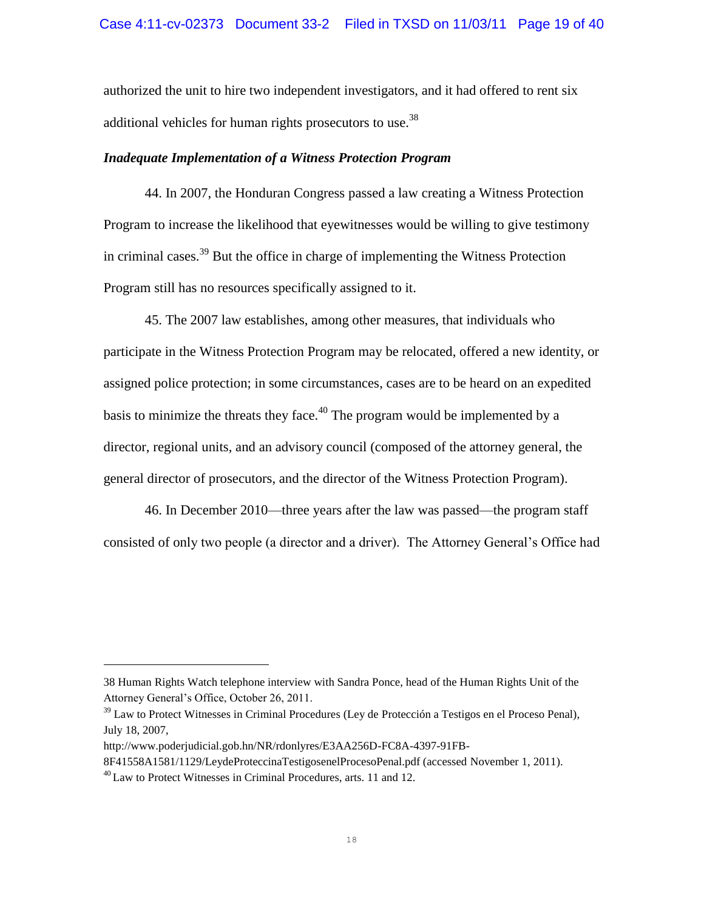authorized the unit to hire two independent investigators, and it had offered to rent six additional vehicles for human rights prosecutors to use.[38]

***Inadequate Implementation of a Witness Protection Program***

44. In 2007, the Honduran Congress passed a law creating a Witness Protection Program to increase the likelihood that eyewitnesses would be willing to give testimony in criminal cases.[39] But the office in charge of implementing the Witness Protection Program still has no resources specifically assigned to it.

45. The 2007 law establishes, among other measures, that individuals who participate in the Witness Protection Program may be relocated, offered a new identity, or assigned police protection; in some circumstances, cases are to be heard on an expedited basis to minimize the threats they face.[40] The program would be implemented by a director, regional units, and an advisory council (composed of the attorney general, the general director of prosecutors, and the director of the Witness Protection Program).

46. In December 2010—three years after the law was passed—the program staff consisted of only two people (a director and a driver). The Attorney General's Office had

---

38 Human Rights Watch telephone interview with Sandra Ponce, head of the Human Rights Unit of the Attorney General's Office, October 26, 2011.

[39] Law to Protect Witnesses in Criminal Procedures (Ley de Protección a Testigos en el Proceso Penal), July 18, 2007, http://www.poderjudicial.gob.hn/NR/rdonlyres/E3AA256D-FC8A-4397-91FB-8F41558A1581/1129/LeydeProteccinaTestigosenelProcesoPenal.pdf (accessed November 1, 2011).

[40] Law to Protect Witnesses in Criminal Procedures, arts. 11 and 12.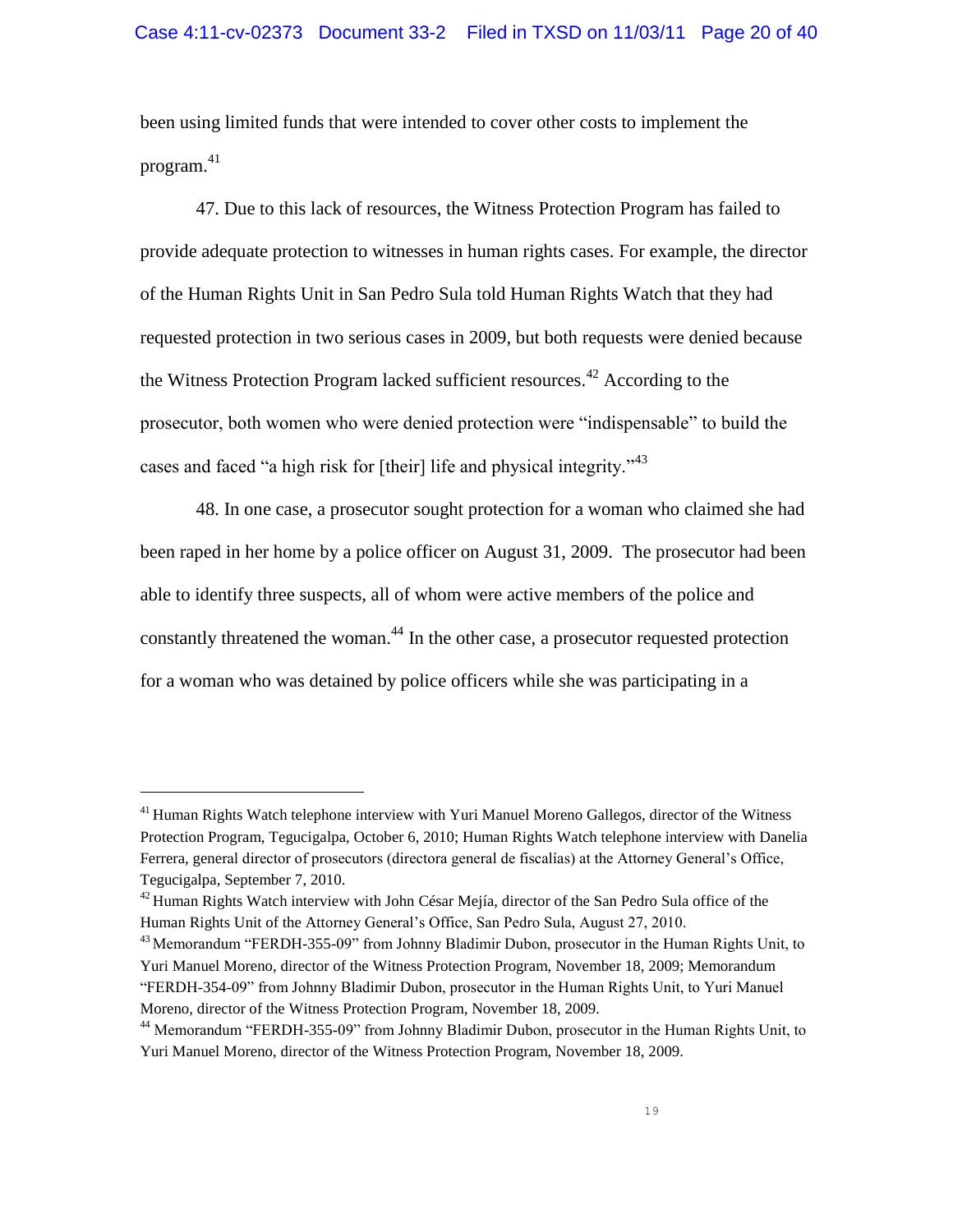been using limited funds that were intended to cover other costs to implement the program.[41]

47. Due to this lack of resources, the Witness Protection Program has failed to provide adequate protection to witnesses in human rights cases. For example, the director of the Human Rights Unit in San Pedro Sula told Human Rights Watch that they had requested protection in two serious cases in 2009, but both requests were denied because the Witness Protection Program lacked sufficient resources.[42] According to the prosecutor, both women who were denied protection were "indispensable" to build the cases and faced "a high risk for [their] life and physical integrity."[43]

48. In one case, a prosecutor sought protection for a woman who claimed she had been raped in her home by a police officer on August 31, 2009. The prosecutor had been able to identify three suspects, all of whom were active members of the police and constantly threatened the woman.[44] In the other case, a prosecutor requested protection for a woman who was detained by police officers while she was participating in a

---

[41] Human Rights Watch telephone interview with Yuri Manuel Moreno Gallegos, director of the Witness Protection Program, Tegucigalpa, October 6, 2010; Human Rights Watch telephone interview with Danelia Ferrera, general director of prosecutors (directora general de fiscalías) at the Attorney General's Office, Tegucigalpa, September 7, 2010.

[42] Human Rights Watch interview with John César Mejía, director of the San Pedro Sula office of the Human Rights Unit of the Attorney General's Office, San Pedro Sula, August 27, 2010.

[43] Memorandum "FERDH-355-09" from Johnny Bladimir Dubon, prosecutor in the Human Rights Unit, to Yuri Manuel Moreno, director of the Witness Protection Program, November 18, 2009; Memorandum "FERDH-354-09" from Johnny Bladimir Dubon, prosecutor in the Human Rights Unit, to Yuri Manuel Moreno, director of the Witness Protection Program, November 18, 2009.

[44] Memorandum "FERDH-355-09" from Johnny Bladimir Dubon, prosecutor in the Human Rights Unit, to Yuri Manuel Moreno, director of the Witness Protection Program, November 18, 2009.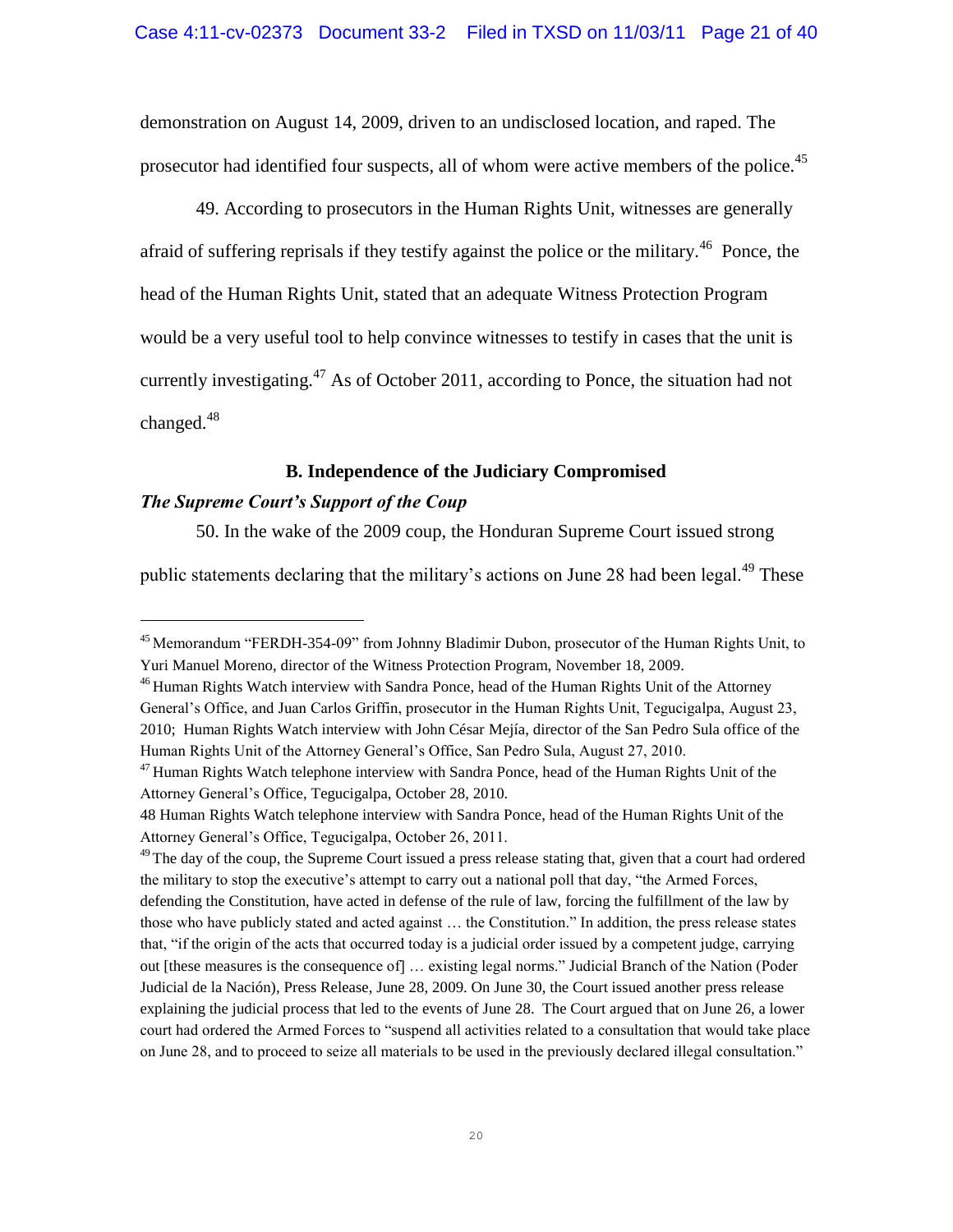demonstration on August 14, 2009, driven to an undisclosed location, and raped. The prosecutor had identified four suspects, all of whom were active members of the police.[45]

49. According to prosecutors in the Human Rights Unit, witnesses are generally afraid of suffering reprisals if they testify against the police or the military.[46] Ponce, the head of the Human Rights Unit, stated that an adequate Witness Protection Program would be a very useful tool to help convince witnesses to testify in cases that the unit is currently investigating.[47] As of October 2011, according to Ponce, the situation had not changed.[48]

### B. Independence of the Judiciary Compromised

***The Supreme Court's Support of the Coup***

50. In the wake of the 2009 coup, the Honduran Supreme Court issued strong public statements declaring that the military's actions on June 28 had been legal.[49] These

---

[45] Memorandum "FERDH-354-09" from Johnny Bladimir Dubon, prosecutor of the Human Rights Unit, to Yuri Manuel Moreno, director of the Witness Protection Program, November 18, 2009.

[46] Human Rights Watch interview with Sandra Ponce, head of the Human Rights Unit of the Attorney General's Office, and Juan Carlos Griffin, prosecutor in the Human Rights Unit, Tegucigalpa, August 23, 2010; Human Rights Watch interview with John César Mejía, director of the San Pedro Sula office of the Human Rights Unit of the Attorney General's Office, San Pedro Sula, August 27, 2010.

[47] Human Rights Watch telephone interview with Sandra Ponce, head of the Human Rights Unit of the Attorney General's Office, Tegucigalpa, October 28, 2010.

[48] Human Rights Watch telephone interview with Sandra Ponce, head of the Human Rights Unit of the Attorney General's Office, Tegucigalpa, October 26, 2011.

[49] The day of the coup, the Supreme Court issued a press release stating that, given that a court had ordered the military to stop the executive's attempt to carry out a national poll that day, "the Armed Forces, defending the Constitution, have acted in defense of the rule of law, forcing the fulfillment of the law by those who have publicly stated and acted against … the Constitution." In addition, the press release states that, "if the origin of the acts that occurred today is a judicial order issued by a competent judge, carrying out [these measures is the consequence of] … existing legal norms." Judicial Branch of the Nation (Poder Judicial de la Nación), Press Release, June 28, 2009. On June 30, the Court issued another press release explaining the judicial process that led to the events of June 28. The Court argued that on June 26, a lower court had ordered the Armed Forces to "suspend all activities related to a consultation that would take place on June 28, and to proceed to seize all materials to be used in the previously declared illegal consultation."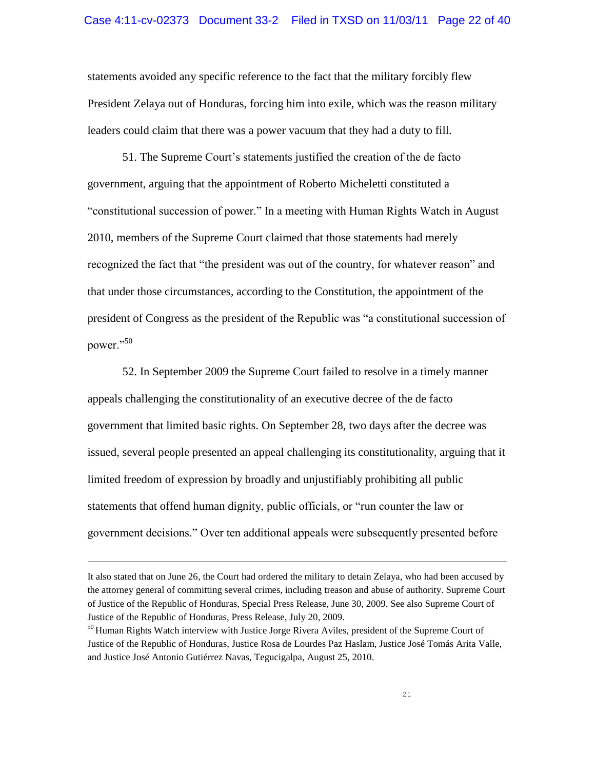statements avoided any specific reference to the fact that the military forcibly flew President Zelaya out of Honduras, forcing him into exile, which was the reason military leaders could claim that there was a power vacuum that they had a duty to fill.

51. The Supreme Court's statements justified the creation of the de facto government, arguing that the appointment of Roberto Micheletti constituted a "constitutional succession of power." In a meeting with Human Rights Watch in August 2010, members of the Supreme Court claimed that those statements had merely recognized the fact that "the president was out of the country, for whatever reason" and that under those circumstances, according to the Constitution, the appointment of the president of Congress as the president of the Republic was "a constitutional succession of power."[50]

52. In September 2009 the Supreme Court failed to resolve in a timely manner appeals challenging the constitutionality of an executive decree of the de facto government that limited basic rights. On September 28, two days after the decree was issued, several people presented an appeal challenging its constitutionality, arguing that it limited freedom of expression by broadly and unjustifiably prohibiting all public statements that offend human dignity, public officials, or "run counter the law or government decisions." Over ten additional appeals were subsequently presented before

---

It also stated that on June 26, the Court had ordered the military to detain Zelaya, who had been accused by the attorney general of committing several crimes, including treason and abuse of authority. Supreme Court of Justice of the Republic of Honduras, Special Press Release, June 30, 2009. See also Supreme Court of Justice of the Republic of Honduras, Press Release, July 20, 2009.

[50] Human Rights Watch interview with Justice Jorge Rivera Aviles, president of the Supreme Court of Justice of the Republic of Honduras, Justice Rosa de Lourdes Paz Haslam, Justice José Tomás Arita Valle, and Justice José Antonio Gutiérrez Navas, Tegucigalpa, August 25, 2010.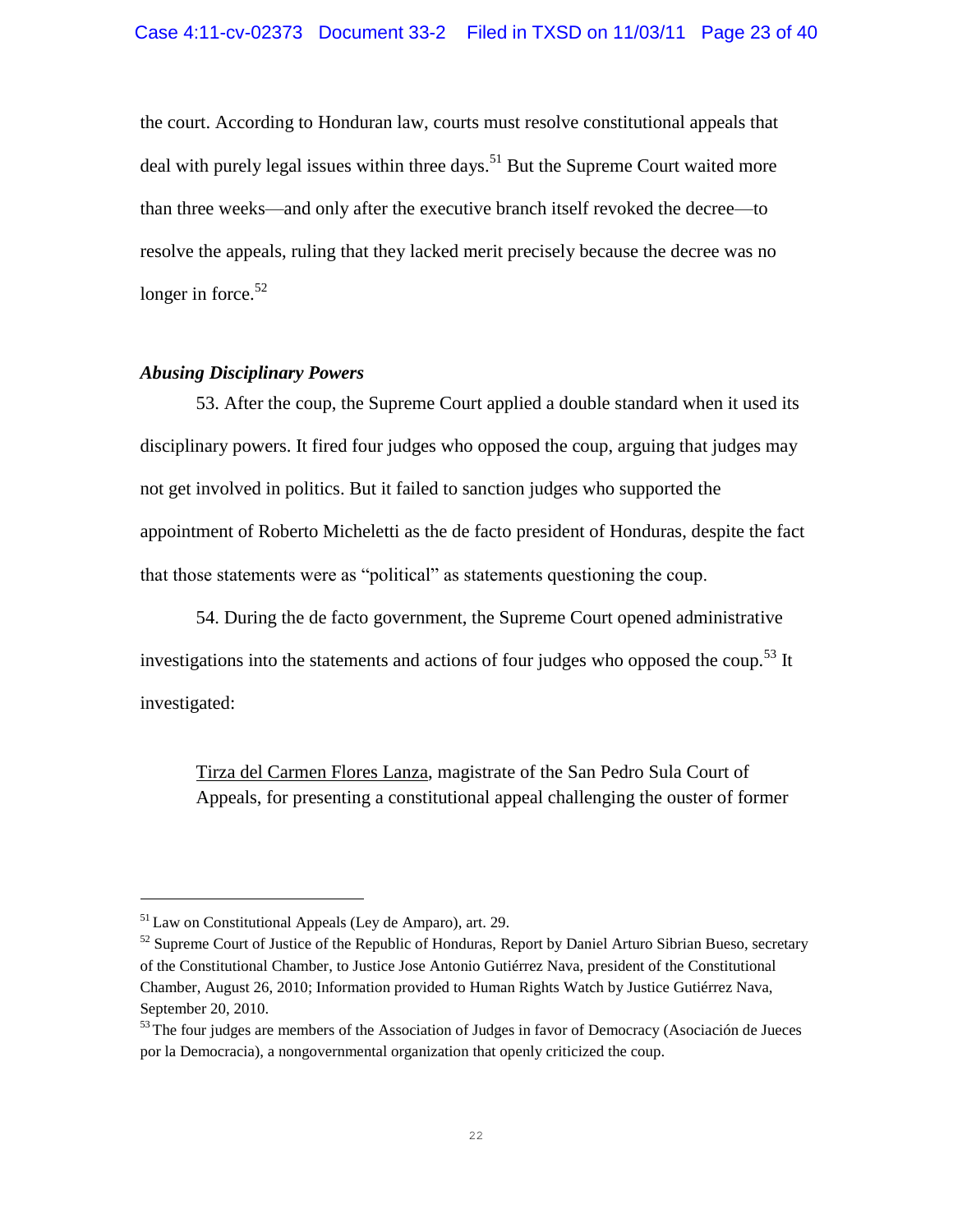the court. According to Honduran law, courts must resolve constitutional appeals that deal with purely legal issues within three days.[51] But the Supreme Court waited more than three weeks—and only after the executive branch itself revoked the decree—to resolve the appeals, ruling that they lacked merit precisely because the decree was no longer in force.[52]

### *Abusing Disciplinary Powers*

53. After the coup, the Supreme Court applied a double standard when it used its disciplinary powers. It fired four judges who opposed the coup, arguing that judges may not get involved in politics. But it failed to sanction judges who supported the appointment of Roberto Micheletti as the de facto president of Honduras, despite the fact that those statements were as "political" as statements questioning the coup.

54. During the de facto government, the Supreme Court opened administrative investigations into the statements and actions of four judges who opposed the coup.[53] It investigated:

> <u>Tirza del Carmen Flores Lanza</u>, magistrate of the San Pedro Sula Court of Appeals, for presenting a constitutional appeal challenging the ouster of former

---

[51] Law on Constitutional Appeals (Ley de Amparo), art. 29.

[52] Supreme Court of Justice of the Republic of Honduras, Report by Daniel Arturo Sibrian Bueso, secretary of the Constitutional Chamber, to Justice Jose Antonio Gutiérrez Nava, president of the Constitutional Chamber, August 26, 2010; Information provided to Human Rights Watch by Justice Gutiérrez Nava, September 20, 2010.

[53] The four judges are members of the Association of Judges in favor of Democracy (Asociación de Jueces por la Democracia), a nongovernmental organization that openly criticized the coup.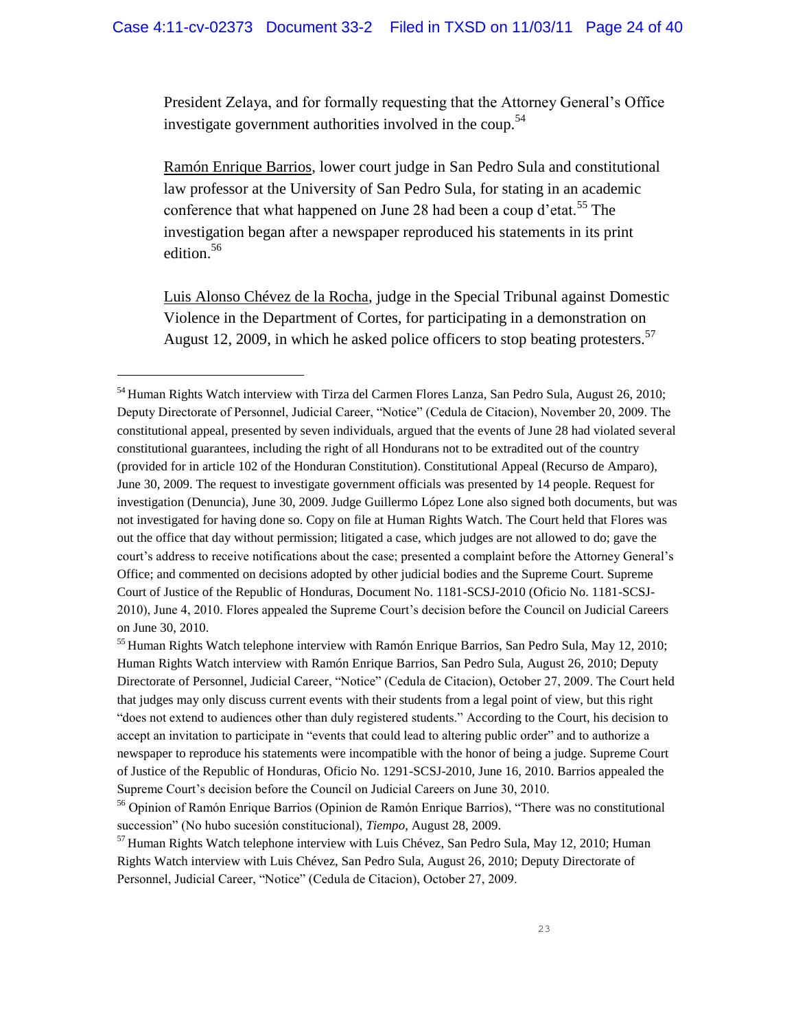President Zelaya, and for formally requesting that the Attorney General's Office investigate government authorities involved in the coup.[54]

Ramón Enrique Barrios, lower court judge in San Pedro Sula and constitutional law professor at the University of San Pedro Sula, for stating in an academic conference that what happened on June 28 had been a coup d'etat.[55] The investigation began after a newspaper reproduced his statements in its print edition.[56]

Luis Alonso Chévez de la Rocha, judge in the Special Tribunal against Domestic Violence in the Department of Cortes, for participating in a demonstration on August 12, 2009, in which he asked police officers to stop beating protesters.[57]

---

[54] Human Rights Watch interview with Tirza del Carmen Flores Lanza, San Pedro Sula, August 26, 2010; Deputy Directorate of Personnel, Judicial Career, "Notice" (Cedula de Citacion), November 20, 2009. The constitutional appeal, presented by seven individuals, argued that the events of June 28 had violated several constitutional guarantees, including the right of all Hondurans not to be extradited out of the country (provided for in article 102 of the Honduran Constitution). Constitutional Appeal (Recurso de Amparo), June 30, 2009. The request to investigate government officials was presented by 14 people. Request for investigation (Denuncia), June 30, 2009. Judge Guillermo López Lone also signed both documents, but was not investigated for having done so. Copy on file at Human Rights Watch. The Court held that Flores was out the office that day without permission; litigated a case, which judges are not allowed to do; gave the court's address to receive notifications about the case; presented a complaint before the Attorney General's Office; and commented on decisions adopted by other judicial bodies and the Supreme Court. Supreme Court of Justice of the Republic of Honduras, Document No. 1181-SCSJ-2010 (Oficio No. 1181-SCSJ-2010), June 4, 2010. Flores appealed the Supreme Court's decision before the Council on Judicial Careers on June 30, 2010.

[55] Human Rights Watch telephone interview with Ramón Enrique Barrios, San Pedro Sula, May 12, 2010; Human Rights Watch interview with Ramón Enrique Barrios, San Pedro Sula, August 26, 2010; Deputy Directorate of Personnel, Judicial Career, "Notice" (Cedula de Citacion), October 27, 2009. The Court held that judges may only discuss current events with their students from a legal point of view, but this right "does not extend to audiences other than duly registered students." According to the Court, his decision to accept an invitation to participate in "events that could lead to altering public order" and to authorize a newspaper to reproduce his statements were incompatible with the honor of being a judge. Supreme Court of Justice of the Republic of Honduras, Oficio No. 1291-SCSJ-2010, June 16, 2010. Barrios appealed the Supreme Court's decision before the Council on Judicial Careers on June 30, 2010.

[56] Opinion of Ramón Enrique Barrios (Opinion de Ramón Enrique Barrios), "There was no constitutional succession" (No hubo sucesión constitucional), *Tiempo*, August 28, 2009.

[57] Human Rights Watch telephone interview with Luis Chévez, San Pedro Sula, May 12, 2010; Human Rights Watch interview with Luis Chévez, San Pedro Sula, August 26, 2010; Deputy Directorate of Personnel, Judicial Career, "Notice" (Cedula de Citacion), October 27, 2009.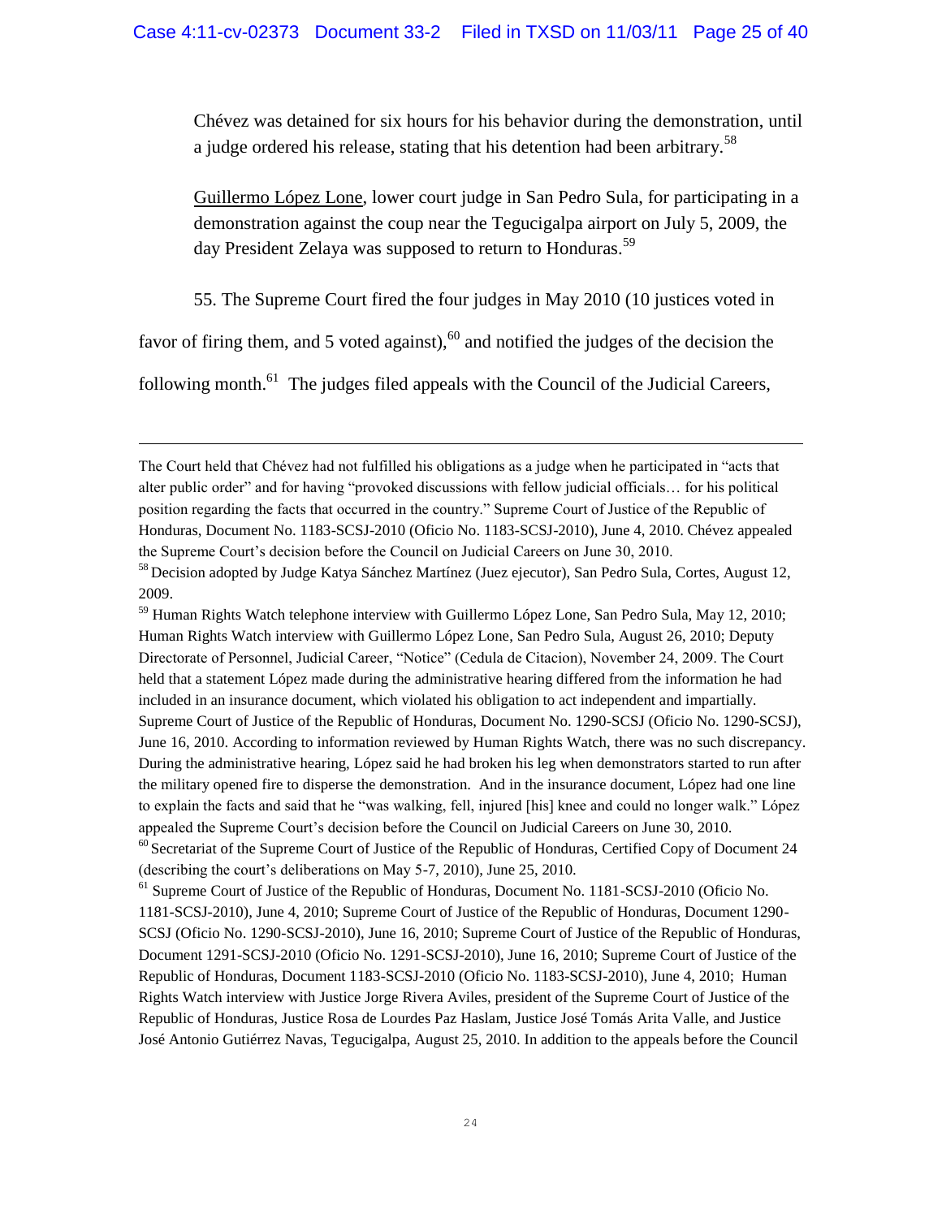Chévez was detained for six hours for his behavior during the demonstration, until a judge ordered his release, stating that his detention had been arbitrary.[58]

Guillermo López Lone, lower court judge in San Pedro Sula, for participating in a demonstration against the coup near the Tegucigalpa airport on July 5, 2009, the day President Zelaya was supposed to return to Honduras.[59]

55. The Supreme Court fired the four judges in May 2010 (10 justices voted in favor of firing them, and 5 voted against),[60] and notified the judges of the decision the following month.[61] The judges filed appeals with the Council of the Judicial Careers,

---

The Court held that Chévez had not fulfilled his obligations as a judge when he participated in "acts that alter public order" and for having "provoked discussions with fellow judicial officials… for his political position regarding the facts that occurred in the country." Supreme Court of Justice of the Republic of Honduras, Document No. 1183-SCSJ-2010 (Oficio No. 1183-SCSJ-2010), June 4, 2010. Chévez appealed the Supreme Court's decision before the Council on Judicial Careers on June 30, 2010.

[58] Decision adopted by Judge Katya Sánchez Martínez (Juez ejecutor), San Pedro Sula, Cortes, August 12, 2009.

[59] Human Rights Watch telephone interview with Guillermo López Lone, San Pedro Sula, May 12, 2010; Human Rights Watch interview with Guillermo López Lone, San Pedro Sula, August 26, 2010; Deputy Directorate of Personnel, Judicial Career, "Notice" (Cedula de Citacion), November 24, 2009. The Court held that a statement López made during the administrative hearing differed from the information he had included in an insurance document, which violated his obligation to act independent and impartially. Supreme Court of Justice of the Republic of Honduras, Document No. 1290-SCSJ (Oficio No. 1290-SCSJ), June 16, 2010. According to information reviewed by Human Rights Watch, there was no such discrepancy. During the administrative hearing, López said he had broken his leg when demonstrators started to run after the military opened fire to disperse the demonstration. And in the insurance document, López had one line to explain the facts and said that he "was walking, fell, injured [his] knee and could no longer walk." López appealed the Supreme Court's decision before the Council on Judicial Careers on June 30, 2010.

[60] Secretariat of the Supreme Court of Justice of the Republic of Honduras, Certified Copy of Document 24 (describing the court's deliberations on May 5-7, 2010), June 25, 2010.

[61] Supreme Court of Justice of the Republic of Honduras, Document No. 1181-SCSJ-2010 (Oficio No. 1181-SCSJ-2010), June 4, 2010; Supreme Court of Justice of the Republic of Honduras, Document 1290-SCSJ (Oficio No. 1290-SCSJ-2010), June 16, 2010; Supreme Court of Justice of the Republic of Honduras, Document 1291-SCSJ-2010 (Oficio No. 1291-SCSJ-2010), June 16, 2010; Supreme Court of Justice of the Republic of Honduras, Document 1183-SCSJ-2010 (Oficio No. 1183-SCSJ-2010), June 4, 2010; Human Rights Watch interview with Justice Jorge Rivera Aviles, president of the Supreme Court of Justice of the Republic of Honduras, Justice Rosa de Lourdes Paz Haslam, Justice José Tomás Arita Valle, and Justice José Antonio Gutiérrez Navas, Tegucigalpa, August 25, 2010. In addition to the appeals before the Council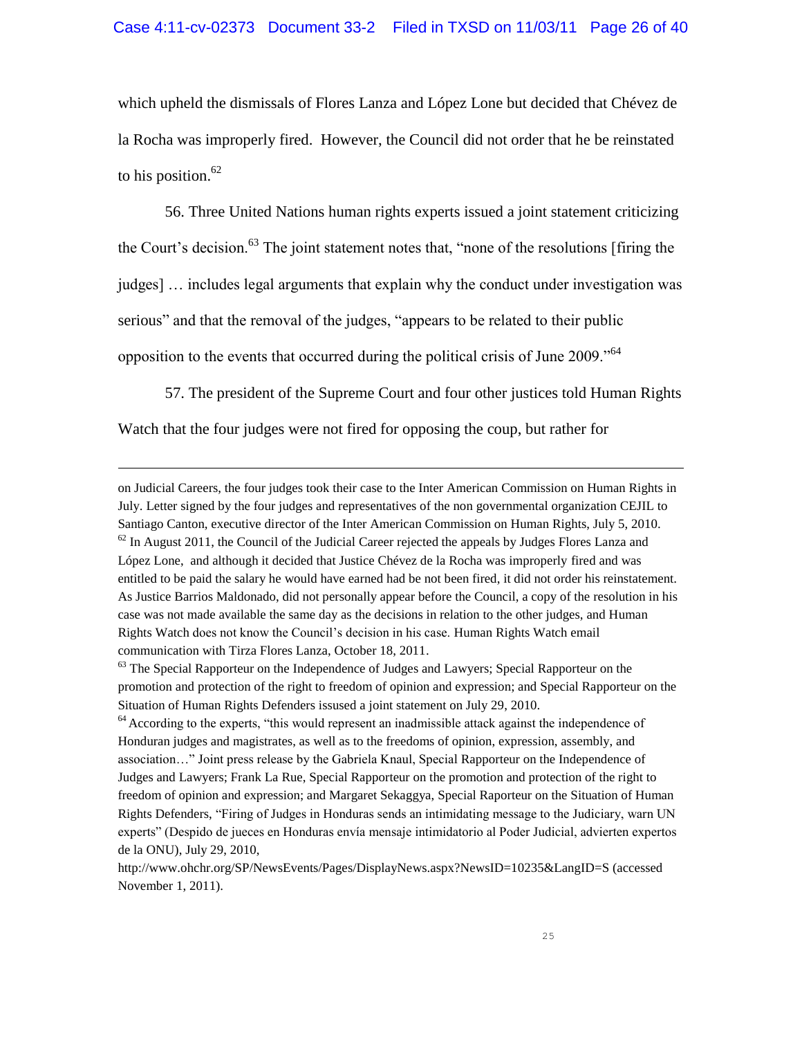which upheld the dismissals of Flores Lanza and López Lone but decided that Chévez de la Rocha was improperly fired. However, the Council did not order that he be reinstated to his position.[62]

56. Three United Nations human rights experts issued a joint statement criticizing the Court's decision.[63] The joint statement notes that, "none of the resolutions [firing the judges] … includes legal arguments that explain why the conduct under investigation was serious" and that the removal of the judges, "appears to be related to their public opposition to the events that occurred during the political crisis of June 2009."[64]

57. The president of the Supreme Court and four other justices told Human Rights Watch that the four judges were not fired for opposing the coup, but rather for

---

on Judicial Careers, the four judges took their case to the Inter American Commission on Human Rights in July. Letter signed by the four judges and representatives of the non governmental organization CEJIL to Santiago Canton, executive director of the Inter American Commission on Human Rights, July 5, 2010.

[62] In August 2011, the Council of the Judicial Career rejected the appeals by Judges Flores Lanza and López Lone, and although it decided that Justice Chévez de la Rocha was improperly fired and was entitled to be paid the salary he would have earned had be not been fired, it did not order his reinstatement. As Justice Barrios Maldonado, did not personally appear before the Council, a copy of the resolution in his case was not made available the same day as the decisions in relation to the other judges, and Human Rights Watch does not know the Council's decision in his case. Human Rights Watch email communication with Tirza Flores Lanza, October 18, 2011.

[63] The Special Rapporteur on the Independence of Judges and Lawyers; Special Rapporteur on the promotion and protection of the right to freedom of opinion and expression; and Special Rapporteur on the Situation of Human Rights Defenders issued a joint statement on July 29, 2010.

[64] According to the experts, "this would represent an inadmissible attack against the independence of Honduran judges and magistrates, as well as to the freedoms of opinion, expression, assembly, and association…" Joint press release by the Gabriela Knaul, Special Rapporteur on the Independence of Judges and Lawyers; Frank La Rue, Special Rapporteur on the promotion and protection of the right to freedom of opinion and expression; and Margaret Sekaggya, Special Raporteur on the Situation of Human Rights Defenders, "Firing of Judges in Honduras sends an intimidating message to the Judiciary, warn UN experts" (Despido de jueces en Honduras envía mensaje intimidatorio al Poder Judicial, advierten expertos de la ONU), July 29, 2010, http://www.ohchr.org/SP/NewsEvents/Pages/DisplayNews.aspx?NewsID=10235&LangID=S (accessed November 1, 2011).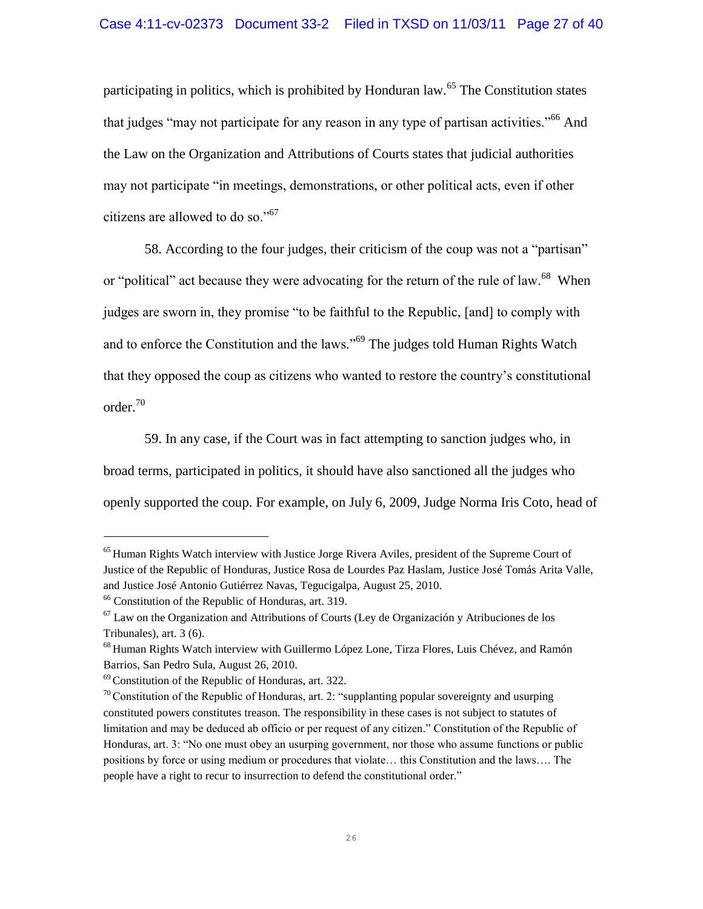participating in politics, which is prohibited by Honduran law.[65] The Constitution states that judges "may not participate for any reason in any type of partisan activities."[66] And the Law on the Organization and Attributions of Courts states that judicial authorities may not participate "in meetings, demonstrations, or other political acts, even if other citizens are allowed to do so."[67]

58. According to the four judges, their criticism of the coup was not a "partisan" or "political" act because they were advocating for the return of the rule of law.[68] When judges are sworn in, they promise "to be faithful to the Republic, [and] to comply with and to enforce the Constitution and the laws."[69] The judges told Human Rights Watch that they opposed the coup as citizens who wanted to restore the country's constitutional order.[70]

59. In any case, if the Court was in fact attempting to sanction judges who, in broad terms, participated in politics, it should have also sanctioned all the judges who openly supported the coup. For example, on July 6, 2009, Judge Norma Iris Coto, head of

---

[65] Human Rights Watch interview with Justice Jorge Rivera Aviles, president of the Supreme Court of Justice of the Republic of Honduras, Justice Rosa de Lourdes Paz Haslam, Justice José Tomás Arita Valle, and Justice José Antonio Gutiérrez Navas, Tegucigalpa, August 25, 2010.

[66] Constitution of the Republic of Honduras, art. 319.

[67] Law on the Organization and Attributions of Courts (Ley de Organización y Atribuciones de los Tribunales), art. 3 (6).

[68] Human Rights Watch interview with Guillermo López Lone, Tirza Flores, Luis Chévez, and Ramón Barrios, San Pedro Sula, August 26, 2010.

[69] Constitution of the Republic of Honduras, art. 322.

[70] Constitution of the Republic of Honduras, art. 2: "supplanting popular sovereignty and usurping constituted powers constitutes treason. The responsibility in these cases is not subject to statutes of limitation and may be deduced ab officio or per request of any citizen." Constitution of the Republic of Honduras, art. 3: "No one must obey an usurping government, nor those who assume functions or public positions by force or using medium or procedures that violate… this Constitution and the laws…. The people have a right to recur to insurrection to defend the constitutional order."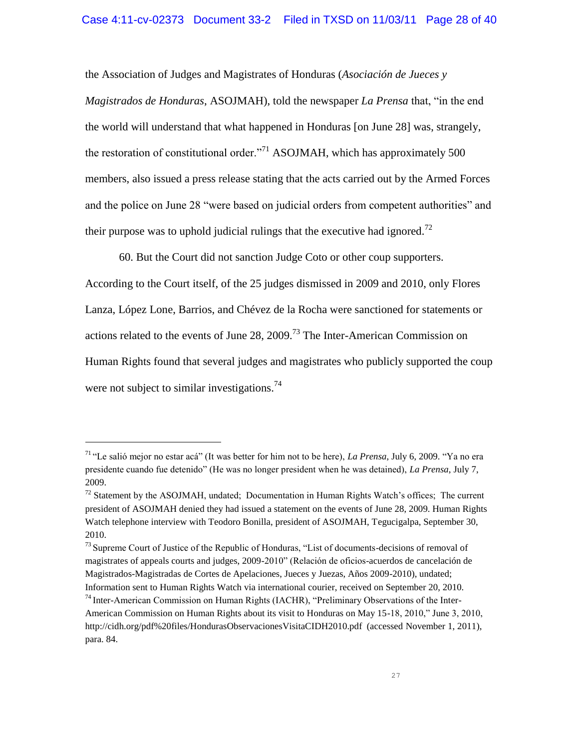the Association of Judges and Magistrates of Honduras (*Asociación de Jueces y Magistrados de Honduras*, ASOJMAH), told the newspaper *La Prensa* that, "in the end the world will understand that what happened in Honduras [on June 28] was, strangely, the restoration of constitutional order."[71] ASOJMAH, which has approximately 500 members, also issued a press release stating that the acts carried out by the Armed Forces and the police on June 28 "were based on judicial orders from competent authorities" and their purpose was to uphold judicial rulings that the executive had ignored.[72]

60. But the Court did not sanction Judge Coto or other coup supporters. According to the Court itself, of the 25 judges dismissed in 2009 and 2010, only Flores Lanza, López Lone, Barrios, and Chévez de la Rocha were sanctioned for statements or actions related to the events of June 28, 2009.[73] The Inter-American Commission on Human Rights found that several judges and magistrates who publicly supported the coup were not subject to similar investigations.[74]

---

[71] "Le salió mejor no estar acá" (It was better for him not to be here), *La Prensa,* July 6, 2009. "Ya no era presidente cuando fue detenido" (He was no longer president when he was detained), *La Prensa*, July 7, 2009.

[72] Statement by the ASOJMAH, undated; Documentation in Human Rights Watch's offices; The current president of ASOJMAH denied they had issued a statement on the events of June 28, 2009. Human Rights Watch telephone interview with Teodoro Bonilla, president of ASOJMAH, Tegucigalpa, September 30, 2010.

[73] Supreme Court of Justice of the Republic of Honduras, "List of documents-decisions of removal of magistrates of appeals courts and judges, 2009-2010" (Relación de oficios-acuerdos de cancelación de Magistrados-Magistradas de Cortes de Apelaciones, Jueces y Juezas, Años 2009-2010), undated; Information sent to Human Rights Watch via international courier, received on September 20, 2010.

[74] Inter-American Commission on Human Rights (IACHR), "Preliminary Observations of the Inter-American Commission on Human Rights about its visit to Honduras on May 15-18, 2010," June 3, 2010, http://cidh.org/pdf%20files/HondurasObservacionesVisitaCIDH2010.pdf (accessed November 1, 2011), para. 84.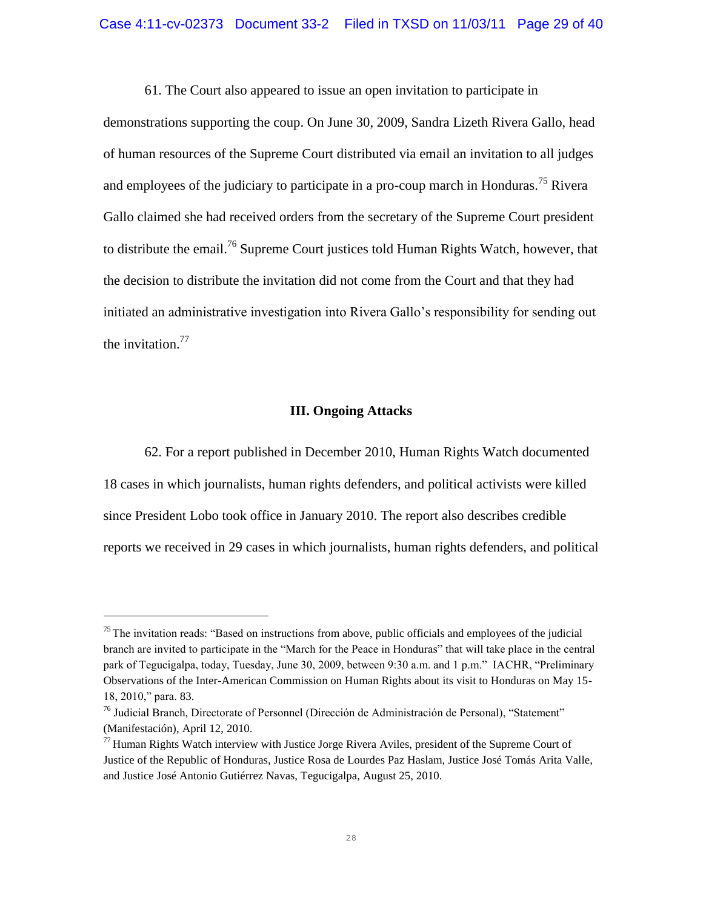61. The Court also appeared to issue an open invitation to participate in demonstrations supporting the coup. On June 30, 2009, Sandra Lizeth Rivera Gallo, head of human resources of the Supreme Court distributed via email an invitation to all judges and employees of the judiciary to participate in a pro-coup march in Honduras.[75] Rivera Gallo claimed she had received orders from the secretary of the Supreme Court president to distribute the email.[76] Supreme Court justices told Human Rights Watch, however, that the decision to distribute the invitation did not come from the Court and that they had initiated an administrative investigation into Rivera Gallo's responsibility for sending out the invitation.[77]

## III. Ongoing Attacks

62. For a report published in December 2010, Human Rights Watch documented 18 cases in which journalists, human rights defenders, and political activists were killed since President Lobo took office in January 2010. The report also describes credible reports we received in 29 cases in which journalists, human rights defenders, and political

---

[75] The invitation reads: "Based on instructions from above, public officials and employees of the judicial branch are invited to participate in the "March for the Peace in Honduras" that will take place in the central park of Tegucigalpa, today, Tuesday, June 30, 2009, between 9:30 a.m. and 1 p.m." IACHR, "Preliminary Observations of the Inter-American Commission on Human Rights about its visit to Honduras on May 15-18, 2010," para. 83.

[76] Judicial Branch, Directorate of Personnel (Dirección de Administración de Personal), "Statement" (Manifestación), April 12, 2010.

[77] Human Rights Watch interview with Justice Jorge Rivera Aviles, president of the Supreme Court of Justice of the Republic of Honduras, Justice Rosa de Lourdes Paz Haslam, Justice José Tomás Arita Valle, and Justice José Antonio Gutiérrez Navas, Tegucigalpa, August 25, 2010.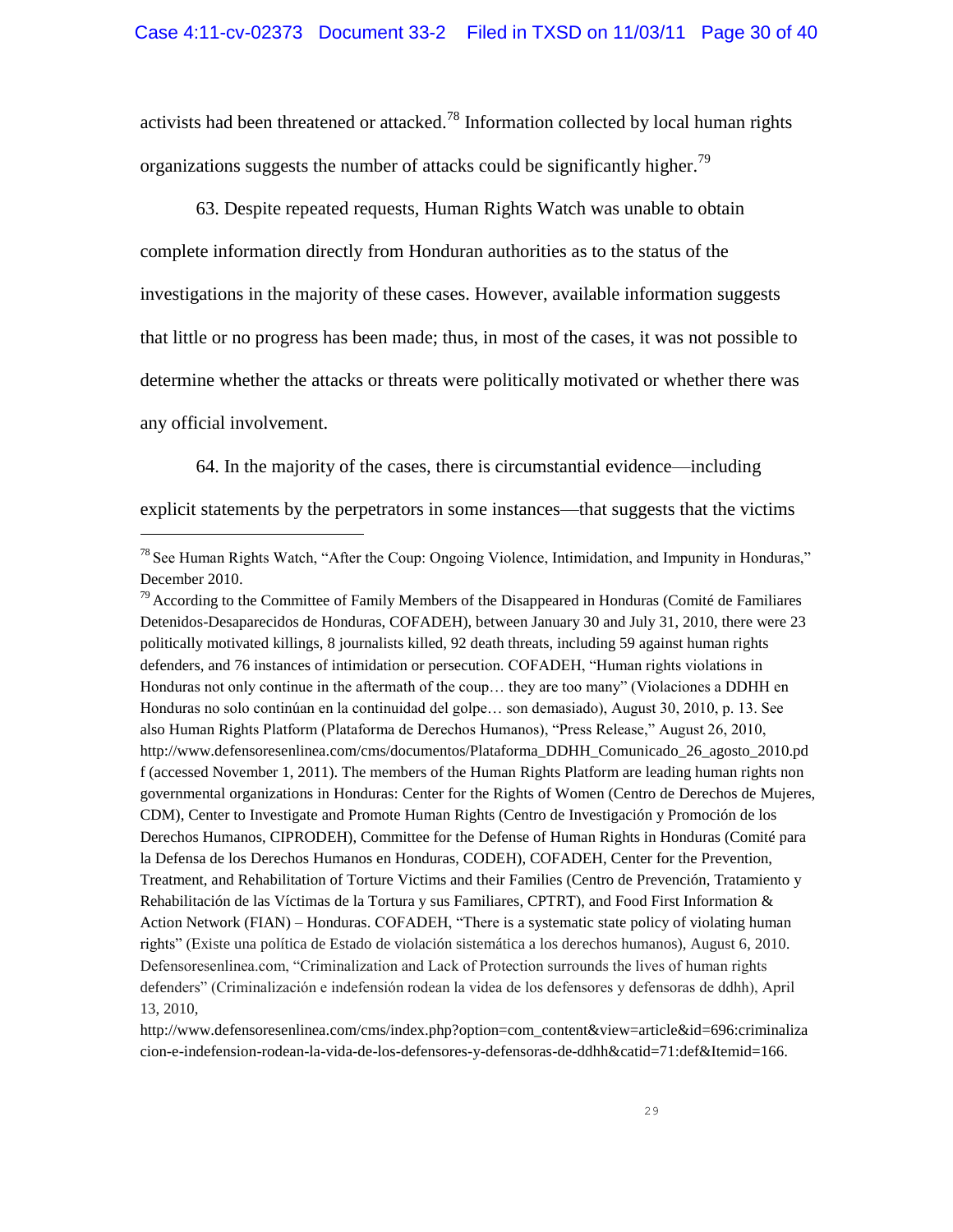activists had been threatened or attacked.[78] Information collected by local human rights organizations suggests the number of attacks could be significantly higher.[79]

63. Despite repeated requests, Human Rights Watch was unable to obtain complete information directly from Honduran authorities as to the status of the investigations in the majority of these cases. However, available information suggests that little or no progress has been made; thus, in most of the cases, it was not possible to determine whether the attacks or threats were politically motivated or whether there was any official involvement.

64. In the majority of the cases, there is circumstantial evidence—including explicit statements by the perpetrators in some instances—that suggests that the victims

---

[78] See Human Rights Watch, "After the Coup: Ongoing Violence, Intimidation, and Impunity in Honduras," December 2010.

[79] According to the Committee of Family Members of the Disappeared in Honduras (Comité de Familiares Detenidos-Desaparecidos de Honduras, COFADEH), between January 30 and July 31, 2010, there were 23 politically motivated killings, 8 journalists killed, 92 death threats, including 59 against human rights defenders, and 76 instances of intimidation or persecution. COFADEH, "Human rights violations in Honduras not only continue in the aftermath of the coup… they are too many" (Violaciones a DDHH en Honduras no solo continúan en la continuidad del golpe… son demasiado), August 30, 2010, p. 13. See also Human Rights Platform (Plataforma de Derechos Humanos), "Press Release," August 26, 2010, http://www.defensoresenlinea.com/cms/documentos/Plataforma_DDHH_Comunicado_26_agosto_2010.pdf (accessed November 1, 2011). The members of the Human Rights Platform are leading human rights non governmental organizations in Honduras: Center for the Rights of Women (Centro de Derechos de Mujeres, CDM), Center to Investigate and Promote Human Rights (Centro de Investigación y Promoción de los Derechos Humanos, CIPRODEH), Committee for the Defense of Human Rights in Honduras (Comité para la Defensa de los Derechos Humanos en Honduras, CODEH), COFADEH, Center for the Prevention, Treatment, and Rehabilitation of Torture Victims and their Families (Centro de Prevención, Tratamiento y Rehabilitación de las Víctimas de la Tortura y sus Familiares, CPTRT), and Food First Information & Action Network (FIAN) – Honduras. COFADEH, "There is a systematic state policy of violating human rights" (Existe una política de Estado de violación sistemática a los derechos humanos), August 6, 2010. Defensoresenlinea.com, "Criminalization and Lack of Protection surrounds the lives of human rights defenders" (Criminalización e indefensión rodean la videa de los defensores y defensoras de ddhh), April 13, 2010, http://www.defensoresenlinea.com/cms/index.php?option=com_content&view=article&id=696:criminalizacion-e-indefension-rodean-la-vida-de-los-defensores-y-defensoras-de-ddhh&catid=71:def&Itemid=166.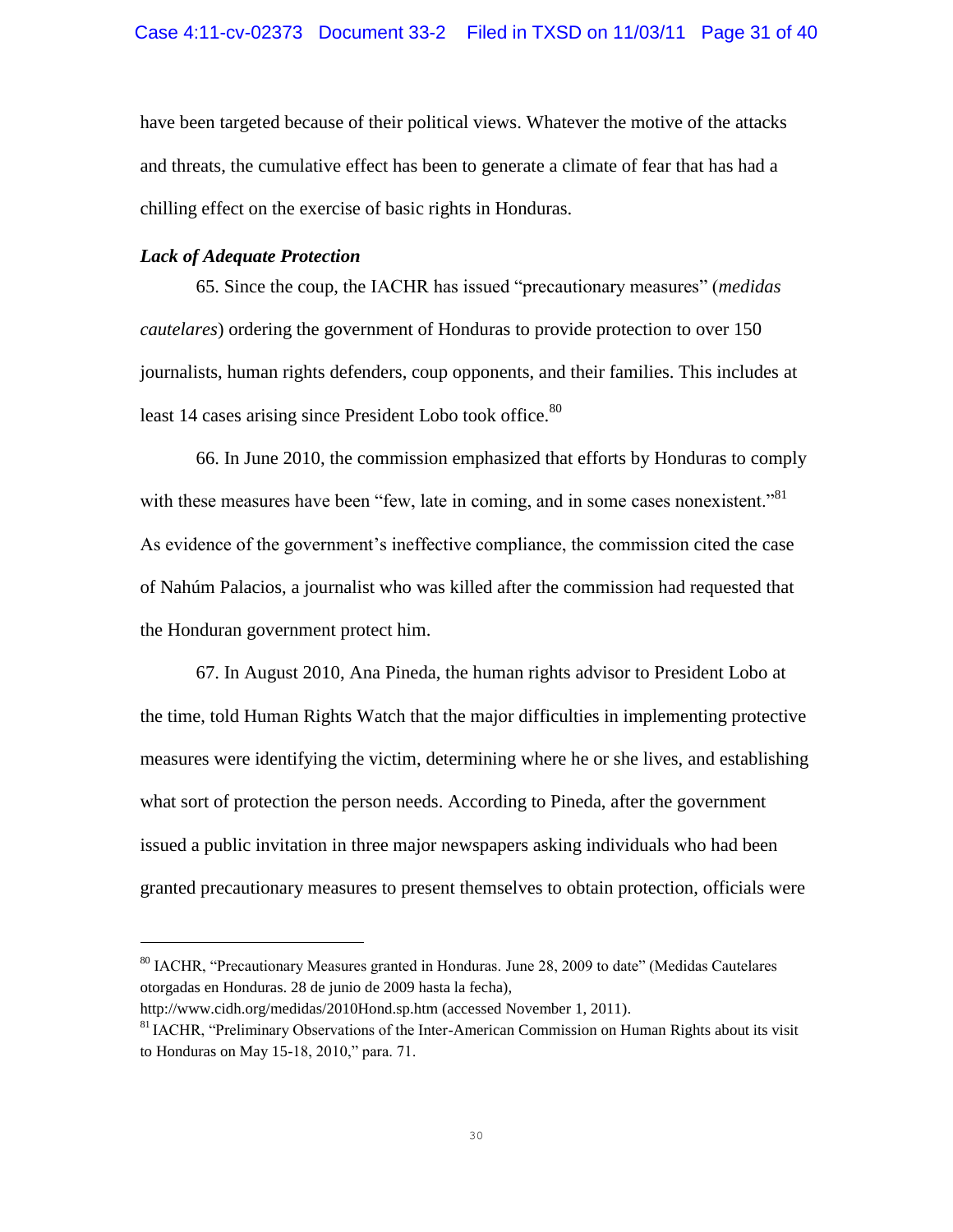have been targeted because of their political views. Whatever the motive of the attacks and threats, the cumulative effect has been to generate a climate of fear that has had a chilling effect on the exercise of basic rights in Honduras.

***Lack of Adequate Protection***

65. Since the coup, the IACHR has issued "precautionary measures" (*medidas cautelares*) ordering the government of Honduras to provide protection to over 150 journalists, human rights defenders, coup opponents, and their families. This includes at least 14 cases arising since President Lobo took office.[80]

66. In June 2010, the commission emphasized that efforts by Honduras to comply with these measures have been "few, late in coming, and in some cases nonexistent."[81] As evidence of the government's ineffective compliance, the commission cited the case of Nahúm Palacios, a journalist who was killed after the commission had requested that the Honduran government protect him.

67. In August 2010, Ana Pineda, the human rights advisor to President Lobo at the time, told Human Rights Watch that the major difficulties in implementing protective measures were identifying the victim, determining where he or she lives, and establishing what sort of protection the person needs. According to Pineda, after the government issued a public invitation in three major newspapers asking individuals who had been granted precautionary measures to present themselves to obtain protection, officials were

---

[80] IACHR, "Precautionary Measures granted in Honduras. June 28, 2009 to date" (Medidas Cautelares otorgadas en Honduras. 28 de junio de 2009 hasta la fecha), http://www.cidh.org/medidas/2010Hond.sp.htm (accessed November 1, 2011).

[81] IACHR, "Preliminary Observations of the Inter-American Commission on Human Rights about its visit to Honduras on May 15-18, 2010," para. 71.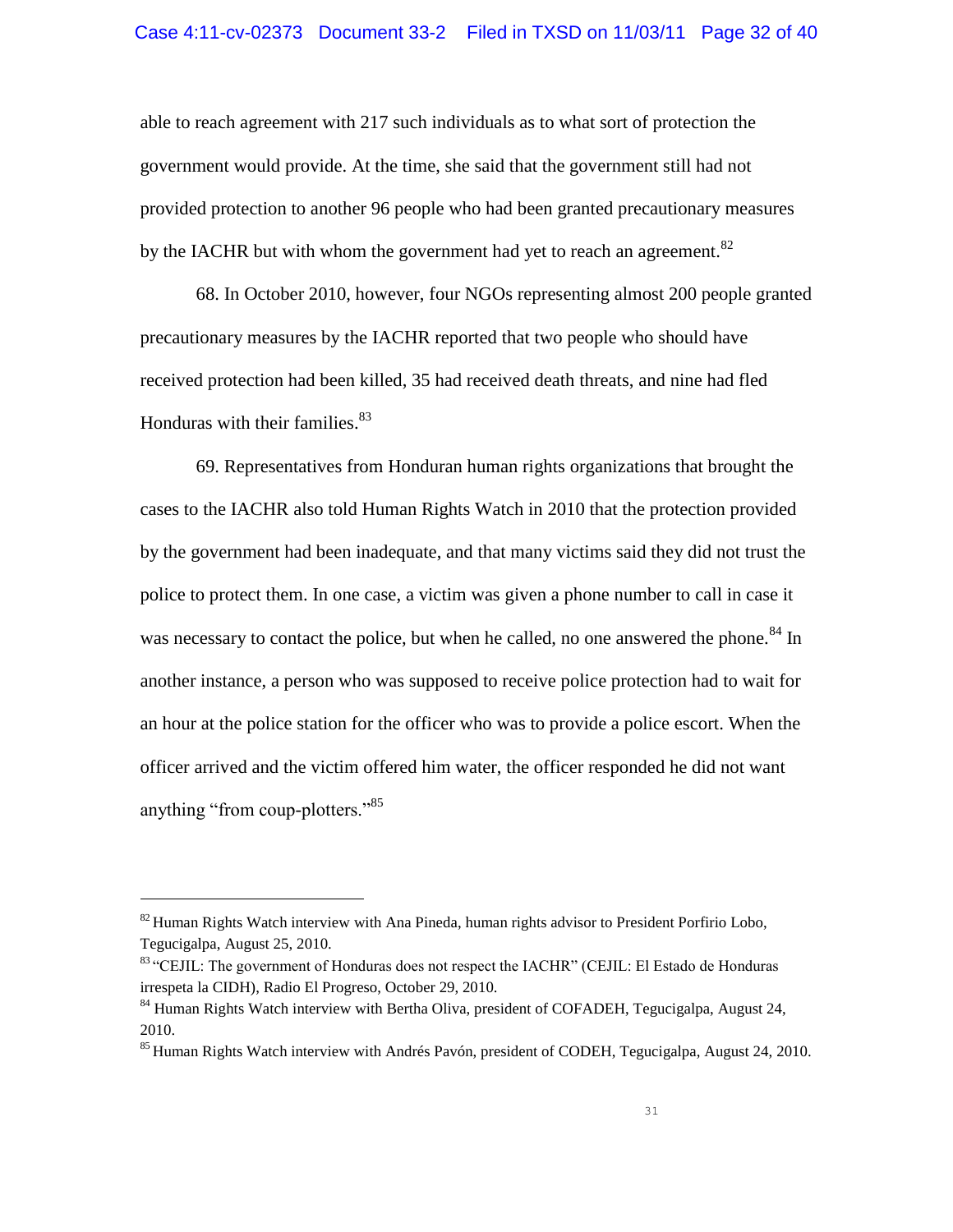able to reach agreement with 217 such individuals as to what sort of protection the government would provide. At the time, she said that the government still had not provided protection to another 96 people who had been granted precautionary measures by the IACHR but with whom the government had yet to reach an agreement.[82]

68. In October 2010, however, four NGOs representing almost 200 people granted precautionary measures by the IACHR reported that two people who should have received protection had been killed, 35 had received death threats, and nine had fled Honduras with their families.[83]

69. Representatives from Honduran human rights organizations that brought the cases to the IACHR also told Human Rights Watch in 2010 that the protection provided by the government had been inadequate, and that many victims said they did not trust the police to protect them. In one case, a victim was given a phone number to call in case it was necessary to contact the police, but when he called, no one answered the phone.[84] In another instance, a person who was supposed to receive police protection had to wait for an hour at the police station for the officer who was to provide a police escort. When the officer arrived and the victim offered him water, the officer responded he did not want anything "from coup-plotters."[85]

---

[82] Human Rights Watch interview with Ana Pineda, human rights advisor to President Porfirio Lobo, Tegucigalpa, August 25, 2010.

[83] "CEJIL: The government of Honduras does not respect the IACHR" (CEJIL: El Estado de Honduras irrespeta la CIDH), Radio El Progreso, October 29, 2010.

[84] Human Rights Watch interview with Bertha Oliva, president of COFADEH, Tegucigalpa, August 24, 2010.

[85] Human Rights Watch interview with Andrés Pavón, president of CODEH, Tegucigalpa, August 24, 2010.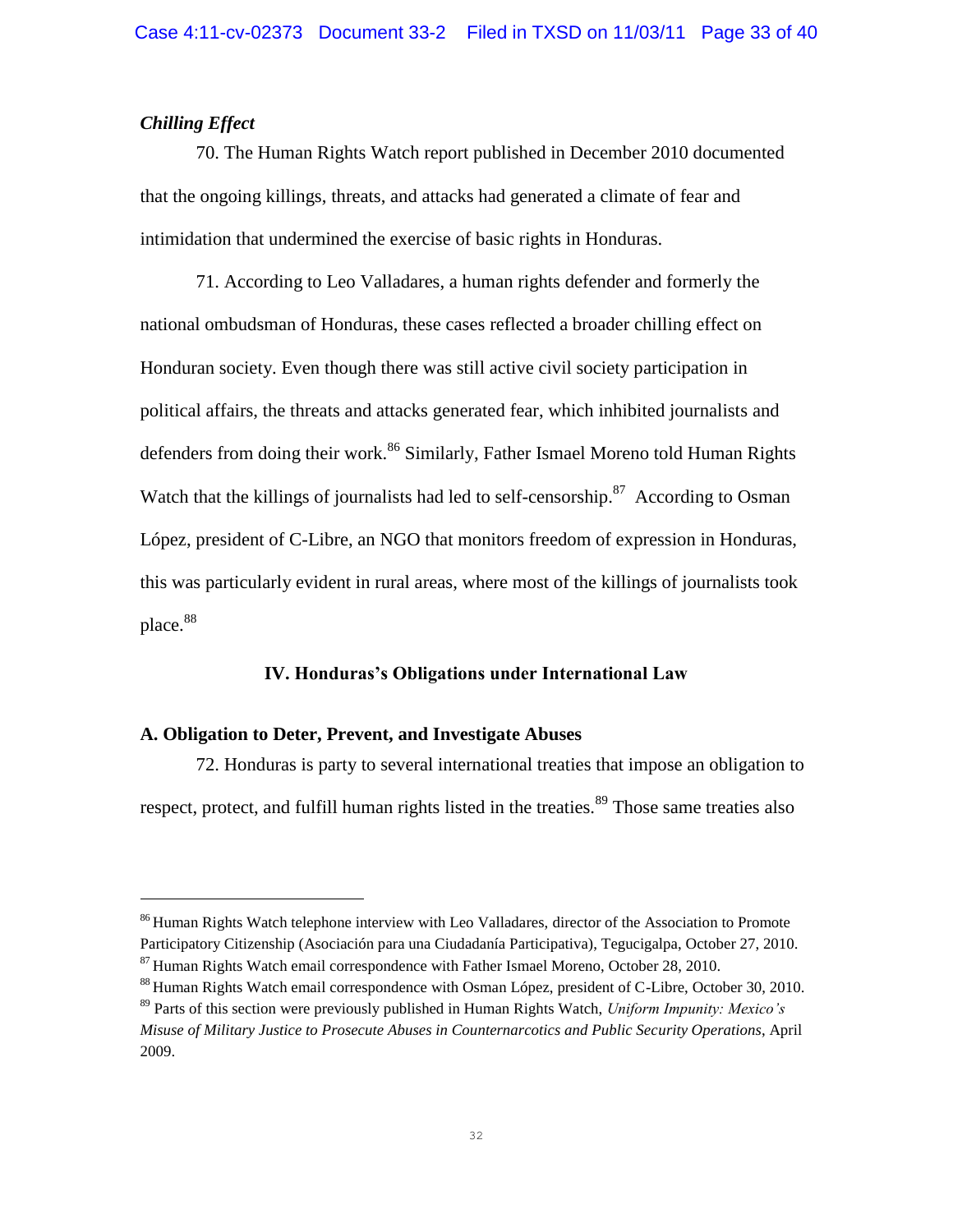*Chilling Effect*

70. The Human Rights Watch report published in December 2010 documented that the ongoing killings, threats, and attacks had generated a climate of fear and intimidation that undermined the exercise of basic rights in Honduras.

71. According to Leo Valladares, a human rights defender and formerly the national ombudsman of Honduras, these cases reflected a broader chilling effect on Honduran society. Even though there was still active civil society participation in political affairs, the threats and attacks generated fear, which inhibited journalists and defenders from doing their work.[86] Similarly, Father Ismael Moreno told Human Rights Watch that the killings of journalists had led to self-censorship.[87] According to Osman López, president of C-Libre, an NGO that monitors freedom of expression in Honduras, this was particularly evident in rural areas, where most of the killings of journalists took place.[88]

## IV. Honduras's Obligations under International Law

### A. Obligation to Deter, Prevent, and Investigate Abuses

72. Honduras is party to several international treaties that impose an obligation to respect, protect, and fulfill human rights listed in the treaties.[89] Those same treaties also

---

[86] Human Rights Watch telephone interview with Leo Valladares, director of the Association to Promote Participatory Citizenship (Asociación para una Ciudadanía Participativa), Tegucigalpa, October 27, 2010.

[87] Human Rights Watch email correspondence with Father Ismael Moreno, October 28, 2010.

[88] Human Rights Watch email correspondence with Osman López, president of C-Libre, October 30, 2010.

[89] Parts of this section were previously published in Human Rights Watch, *Uniform Impunity: Mexico's Misuse of Military Justice to Prosecute Abuses in Counternarcotics and Public Security Operations*, April 2009.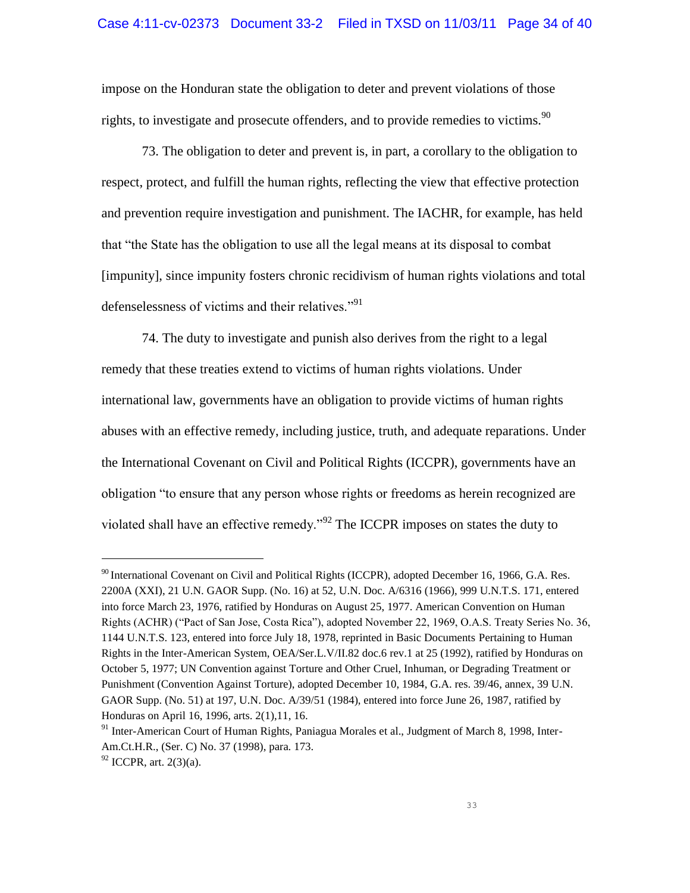impose on the Honduran state the obligation to deter and prevent violations of those rights, to investigate and prosecute offenders, and to provide remedies to victims.[90]

73. The obligation to deter and prevent is, in part, a corollary to the obligation to respect, protect, and fulfill the human rights, reflecting the view that effective protection and prevention require investigation and punishment. The IACHR, for example, has held that "the State has the obligation to use all the legal means at its disposal to combat [impunity], since impunity fosters chronic recidivism of human rights violations and total defenselessness of victims and their relatives."[91]

74. The duty to investigate and punish also derives from the right to a legal remedy that these treaties extend to victims of human rights violations. Under international law, governments have an obligation to provide victims of human rights abuses with an effective remedy, including justice, truth, and adequate reparations. Under the International Covenant on Civil and Political Rights (ICCPR), governments have an obligation "to ensure that any person whose rights or freedoms as herein recognized are violated shall have an effective remedy."[92] The ICCPR imposes on states the duty to

---

[90] International Covenant on Civil and Political Rights (ICCPR), adopted December 16, 1966, G.A. Res. 2200A (XXI), 21 U.N. GAOR Supp. (No. 16) at 52, U.N. Doc. A/6316 (1966), 999 U.N.T.S. 171, entered into force March 23, 1976, ratified by Honduras on August 25, 1977. American Convention on Human Rights (ACHR) ("Pact of San Jose, Costa Rica"), adopted November 22, 1969, O.A.S. Treaty Series No. 36, 1144 U.N.T.S. 123, entered into force July 18, 1978, reprinted in Basic Documents Pertaining to Human Rights in the Inter-American System, OEA/Ser.L.V/II.82 doc.6 rev.1 at 25 (1992), ratified by Honduras on October 5, 1977; UN Convention against Torture and Other Cruel, Inhuman, or Degrading Treatment or Punishment (Convention Against Torture), adopted December 10, 1984, G.A. res. 39/46, annex, 39 U.N. GAOR Supp. (No. 51) at 197, U.N. Doc. A/39/51 (1984), entered into force June 26, 1987, ratified by Honduras on April 16, 1996, arts. 2(1),11, 16.

[91] Inter-American Court of Human Rights, Paniagua Morales et al., Judgment of March 8, 1998, Inter-Am.Ct.H.R., (Ser. C) No. 37 (1998), para. 173.

[92] ICCPR, art. 2(3)(a).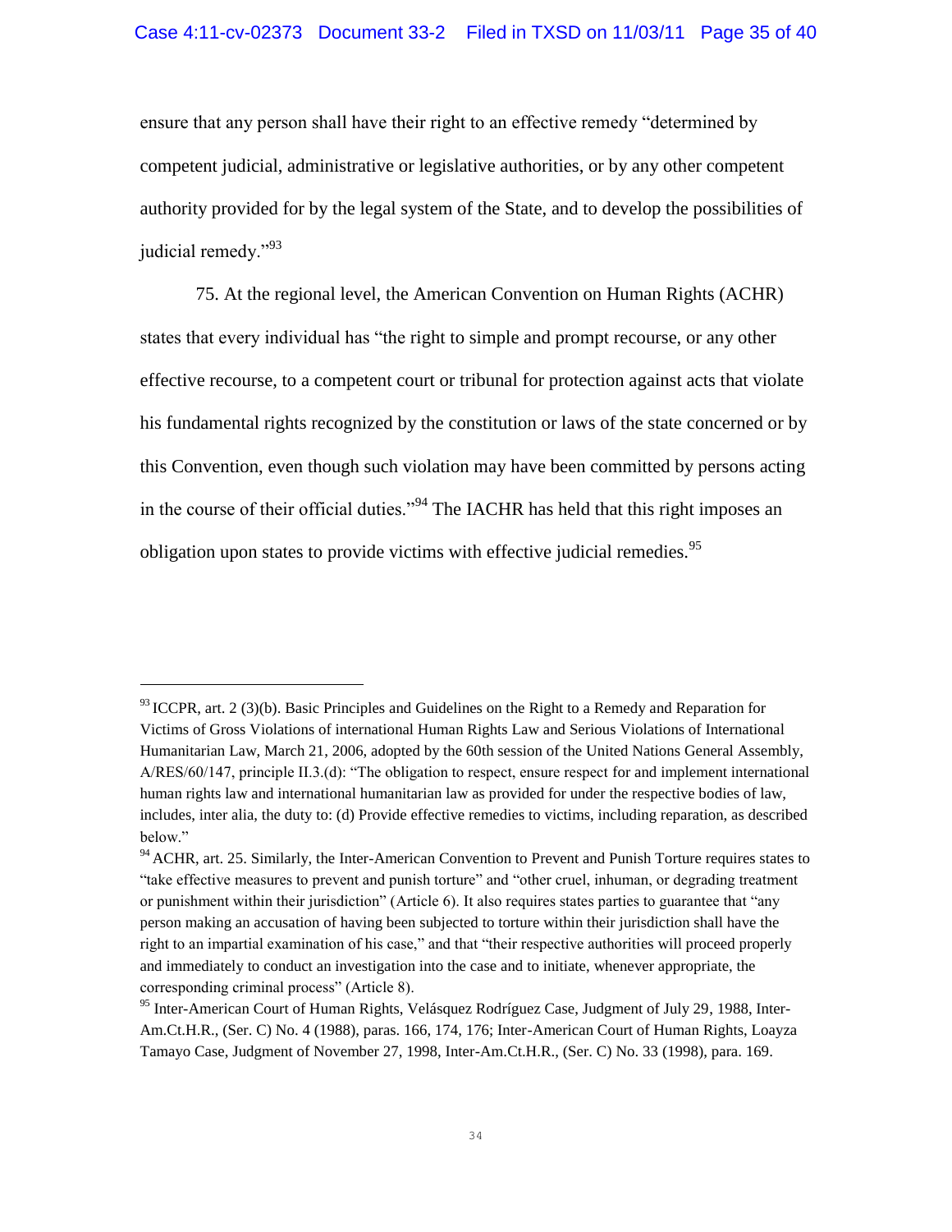ensure that any person shall have their right to an effective remedy "determined by competent judicial, administrative or legislative authorities, or by any other competent authority provided for by the legal system of the State, and to develop the possibilities of judicial remedy."[93]

75. At the regional level, the American Convention on Human Rights (ACHR) states that every individual has "the right to simple and prompt recourse, or any other effective recourse, to a competent court or tribunal for protection against acts that violate his fundamental rights recognized by the constitution or laws of the state concerned or by this Convention, even though such violation may have been committed by persons acting in the course of their official duties."[94] The IACHR has held that this right imposes an obligation upon states to provide victims with effective judicial remedies.[95]

---

[93] ICCPR, art. 2 (3)(b). Basic Principles and Guidelines on the Right to a Remedy and Reparation for Victims of Gross Violations of international Human Rights Law and Serious Violations of International Humanitarian Law, March 21, 2006, adopted by the 60th session of the United Nations General Assembly, A/RES/60/147, principle II.3.(d): "The obligation to respect, ensure respect for and implement international human rights law and international humanitarian law as provided for under the respective bodies of law, includes, inter alia, the duty to: (d) Provide effective remedies to victims, including reparation, as described below."

[94] ACHR, art. 25. Similarly, the Inter-American Convention to Prevent and Punish Torture requires states to "take effective measures to prevent and punish torture" and "other cruel, inhuman, or degrading treatment or punishment within their jurisdiction" (Article 6). It also requires states parties to guarantee that "any person making an accusation of having been subjected to torture within their jurisdiction shall have the right to an impartial examination of his case," and that "their respective authorities will proceed properly and immediately to conduct an investigation into the case and to initiate, whenever appropriate, the corresponding criminal process" (Article 8).

[95] Inter-American Court of Human Rights, Velásquez Rodríguez Case, Judgment of July 29, 1988, Inter-Am.Ct.H.R., (Ser. C) No. 4 (1988), paras. 166, 174, 176; Inter-American Court of Human Rights, Loayza Tamayo Case, Judgment of November 27, 1998, Inter-Am.Ct.H.R., (Ser. C) No. 33 (1998), para. 169.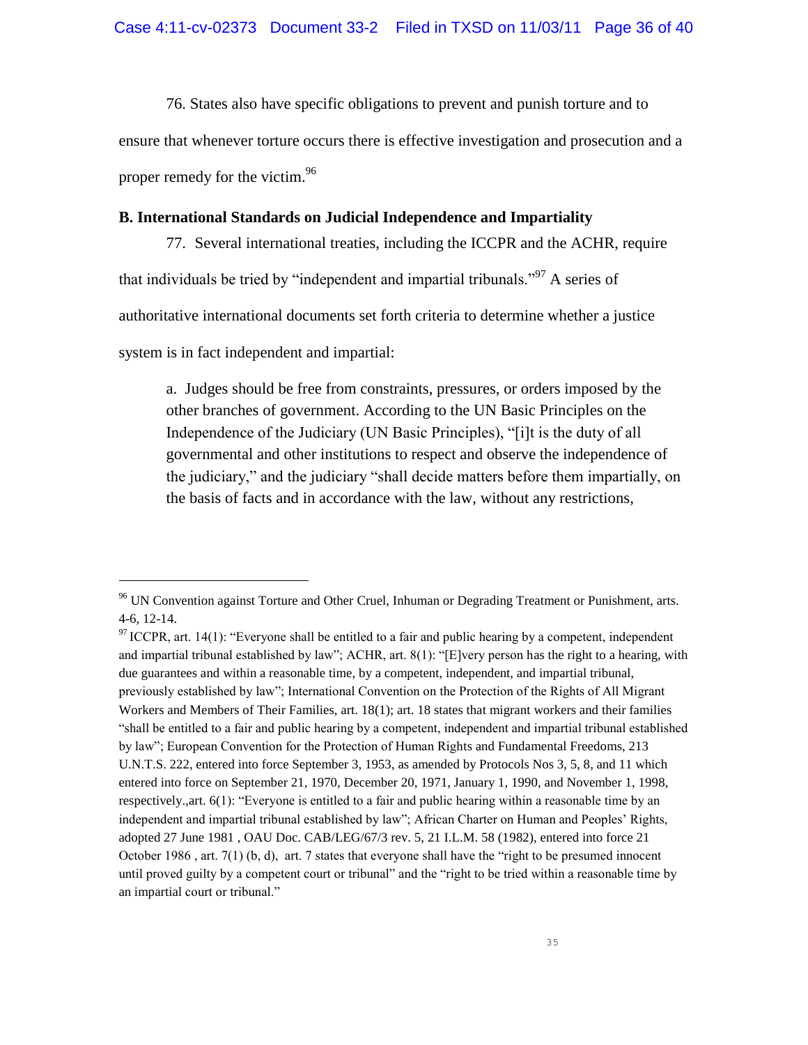76. States also have specific obligations to prevent and punish torture and to ensure that whenever torture occurs there is effective investigation and prosecution and a proper remedy for the victim.[96]

**B. International Standards on Judicial Independence and Impartiality**

77. Several international treaties, including the ICCPR and the ACHR, require that individuals be tried by "independent and impartial tribunals."[97] A series of authoritative international documents set forth criteria to determine whether a justice system is in fact independent and impartial:

> a. Judges should be free from constraints, pressures, or orders imposed by the other branches of government. According to the UN Basic Principles on the Independence of the Judiciary (UN Basic Principles), "[i]t is the duty of all governmental and other institutions to respect and observe the independence of the judiciary," and the judiciary "shall decide matters before them impartially, on the basis of facts and in accordance with the law, without any restrictions,

---

[96] UN Convention against Torture and Other Cruel, Inhuman or Degrading Treatment or Punishment, arts. 4-6, 12-14.

[97] ICCPR, art. 14(1): "Everyone shall be entitled to a fair and public hearing by a competent, independent and impartial tribunal established by law"; ACHR, art. 8(1): "[E]very person has the right to a hearing, with due guarantees and within a reasonable time, by a competent, independent, and impartial tribunal, previously established by law"; International Convention on the Protection of the Rights of All Migrant Workers and Members of Their Families, art. 18(1); art. 18 states that migrant workers and their families "shall be entitled to a fair and public hearing by a competent, independent and impartial tribunal established by law"; European Convention for the Protection of Human Rights and Fundamental Freedoms, 213 U.N.T.S. 222, entered into force September 3, 1953, as amended by Protocols Nos 3, 5, 8, and 11 which entered into force on September 21, 1970, December 20, 1971, January 1, 1990, and November 1, 1998, respectively.,art. 6(1): "Everyone is entitled to a fair and public hearing within a reasonable time by an independent and impartial tribunal established by law"; African Charter on Human and Peoples' Rights, adopted 27 June 1981 , OAU Doc. CAB/LEG/67/3 rev. 5, 21 I.L.M. 58 (1982), entered into force 21 October 1986 , art. 7(1) (b, d), art. 7 states that everyone shall have the "right to be presumed innocent until proved guilty by a competent court or tribunal" and the "right to be tried within a reasonable time by an impartial court or tribunal."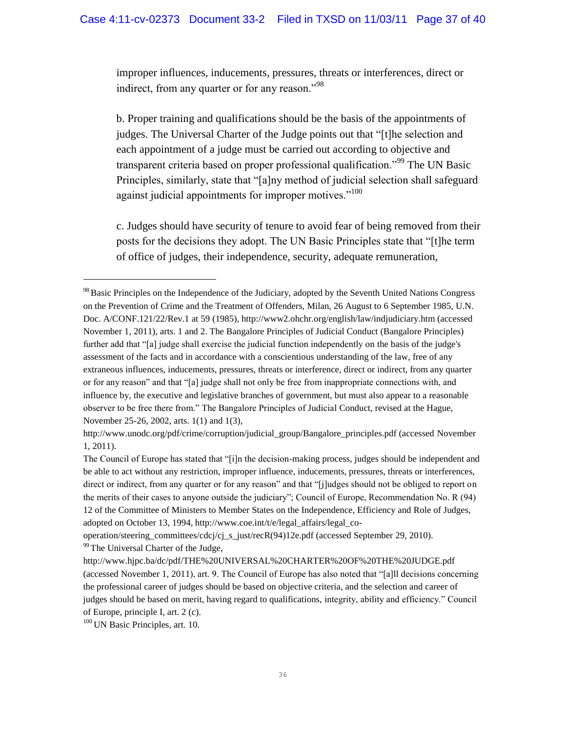improper influences, inducements, pressures, threats or interferences, direct or indirect, from any quarter or for any reason."[98]

b. Proper training and qualifications should be the basis of the appointments of judges. The Universal Charter of the Judge points out that "[t]he selection and each appointment of a judge must be carried out according to objective and transparent criteria based on proper professional qualification."[99] The UN Basic Principles, similarly, state that "[a]ny method of judicial selection shall safeguard against judicial appointments for improper motives."[100]

c. Judges should have security of tenure to avoid fear of being removed from their posts for the decisions they adopt. The UN Basic Principles state that "[t]he term of office of judges, their independence, security, adequate remuneration,

---

[98] Basic Principles on the Independence of the Judiciary, adopted by the Seventh United Nations Congress on the Prevention of Crime and the Treatment of Offenders, Milan, 26 August to 6 September 1985, U.N. Doc. A/CONF.121/22/Rev.1 at 59 (1985), http://www2.ohchr.org/english/law/indjudiciary.htm (accessed November 1, 2011), arts. 1 and 2. The Bangalore Principles of Judicial Conduct (Bangalore Principles) further add that "[a] judge shall exercise the judicial function independently on the basis of the judge's assessment of the facts and in accordance with a conscientious understanding of the law, free of any extraneous influences, inducements, pressures, threats or interference, direct or indirect, from any quarter or for any reason" and that "[a] judge shall not only be free from inappropriate connections with, and influence by, the executive and legislative branches of government, but must also appear to a reasonable observer to be free there from." The Bangalore Principles of Judicial Conduct, revised at the Hague, November 25-26, 2002, arts. 1(1) and 1(3), http://www.unodc.org/pdf/crime/corruption/judicial_group/Bangalore_principles.pdf (accessed November 1, 2011).

The Council of Europe has stated that "[i]n the decision-making process, judges should be independent and be able to act without any restriction, improper influence, inducements, pressures, threats or interferences, direct or indirect, from any quarter or for any reason" and that "[j]udges should not be obliged to report on the merits of their cases to anyone outside the judiciary"; Council of Europe, Recommendation No. R (94) 12 of the Committee of Ministers to Member States on the Independence, Efficiency and Role of Judges, adopted on October 13, 1994, http://www.coe.int/t/e/legal_affairs/legal_co-operation/steering_committees/cdcj/cj_s_just/recR(94)12e.pdf (accessed September 29, 2010).

[99] The Universal Charter of the Judge, http://www.hjpc.ba/dc/pdf/THE%20UNIVERSAL%20CHARTER%20OF%20THE%20JUDGE.pdf (accessed November 1, 2011), art. 9. The Council of Europe has also noted that "[a]ll decisions concerning the professional career of judges should be based on objective criteria, and the selection and career of judges should be based on merit, having regard to qualifications, integrity, ability and efficiency." Council of Europe, principle I, art. 2 (c).

[100] UN Basic Principles, art. 10.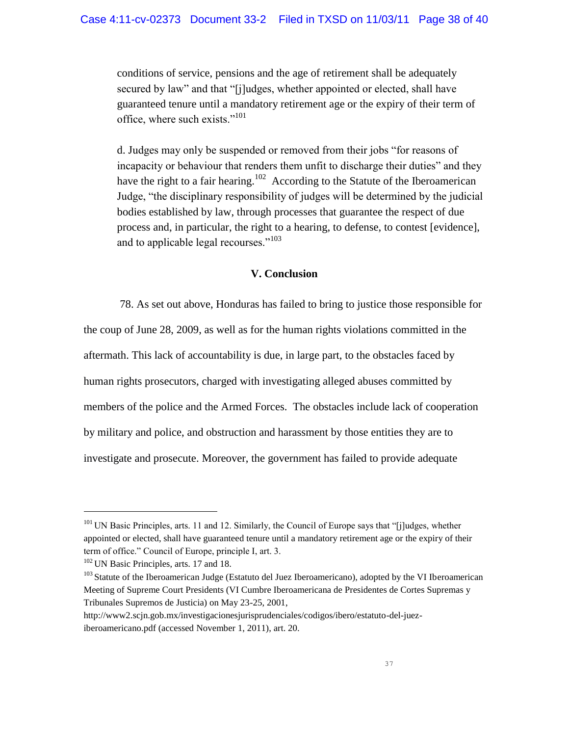conditions of service, pensions and the age of retirement shall be adequately secured by law" and that "[j]udges, whether appointed or elected, shall have guaranteed tenure until a mandatory retirement age or the expiry of their term of office, where such exists."[101]

d. Judges may only be suspended or removed from their jobs "for reasons of incapacity or behaviour that renders them unfit to discharge their duties" and they have the right to a fair hearing.[102] According to the Statute of the Iberoamerican Judge, "the disciplinary responsibility of judges will be determined by the judicial bodies established by law, through processes that guarantee the respect of due process and, in particular, the right to a hearing, to defense, to contest [evidence], and to applicable legal recourses."[103]

## V. Conclusion

78. As set out above, Honduras has failed to bring to justice those responsible for the coup of June 28, 2009, as well as for the human rights violations committed in the aftermath. This lack of accountability is due, in large part, to the obstacles faced by human rights prosecutors, charged with investigating alleged abuses committed by members of the police and the Armed Forces. The obstacles include lack of cooperation by military and police, and obstruction and harassment by those entities they are to investigate and prosecute. Moreover, the government has failed to provide adequate

---

[101] UN Basic Principles, arts. 11 and 12. Similarly, the Council of Europe says that "[j]udges, whether appointed or elected, shall have guaranteed tenure until a mandatory retirement age or the expiry of their term of office." Council of Europe, principle I, art. 3.

[102] UN Basic Principles, arts. 17 and 18.

[103] Statute of the Iberoamerican Judge (Estatuto del Juez Iberoamericano), adopted by the VI Iberoamerican Meeting of Supreme Court Presidents (VI Cumbre Iberoamericana de Presidentes de Cortes Supremas y Tribunales Supremos de Justicia) on May 23-25, 2001, http://www2.scjn.gob.mx/investigacionesjurisprudenciales/codigos/ibero/estatuto-del-juez-iberoamericano.pdf (accessed November 1, 2011), art. 20.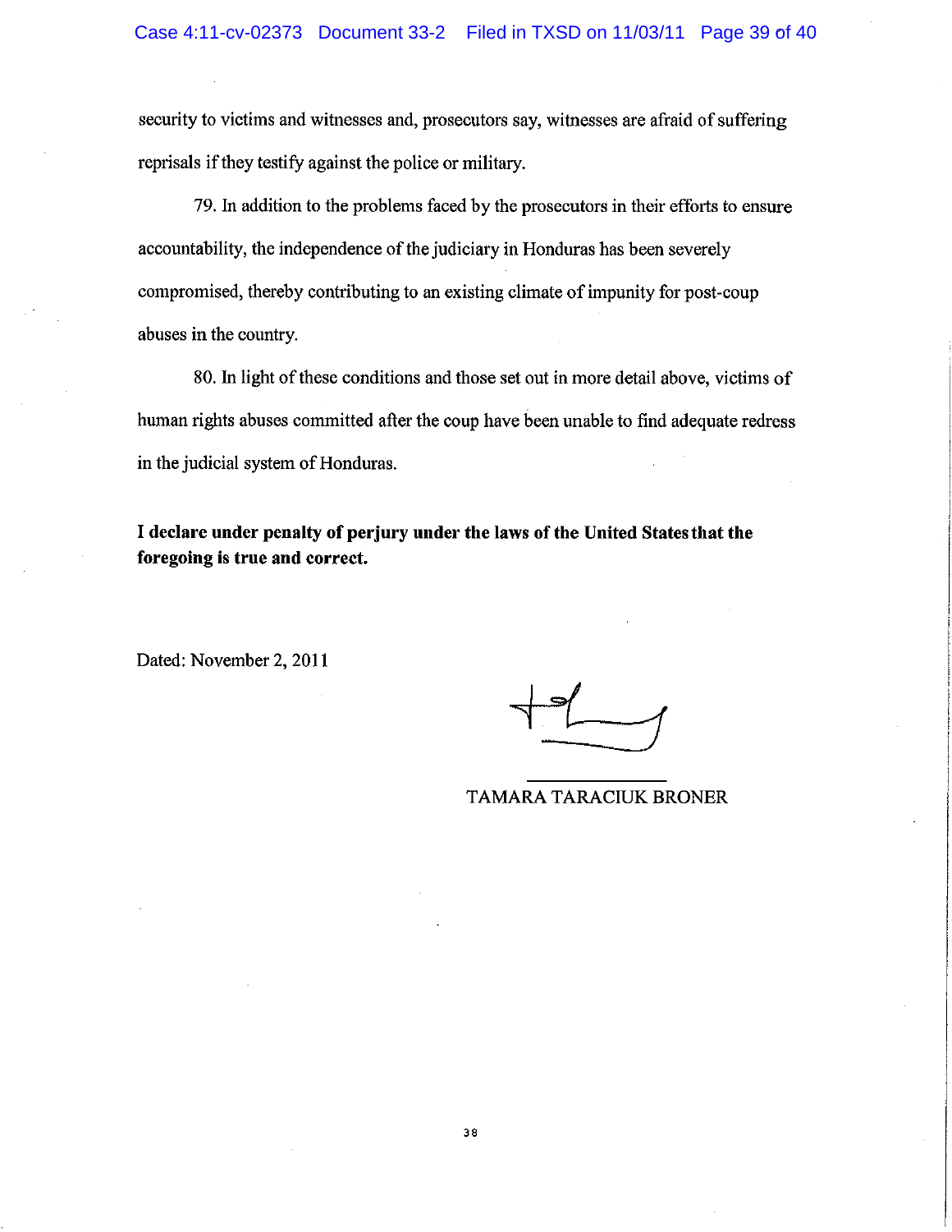security to victims and witnesses and, prosecutors say, witnesses are afraid of suffering reprisals if they testify against the police or military.

79. In addition to the problems faced by the prosecutors in their efforts to ensure accountability, the independence of the judiciary in Honduras has been severely compromised, thereby contributing to an existing climate of impunity for post-coup abuses in the country.

80. In light of these conditions and those set out in more detail above, victims of human rights abuses committed after the coup have been unable to find adequate redress in the judicial system of Honduras.

**I declare under penalty of perjury under the laws of the United States that the foregoing is true and correct.**

Dated: November 2, 2011

TAMARA TARACIUK BRONER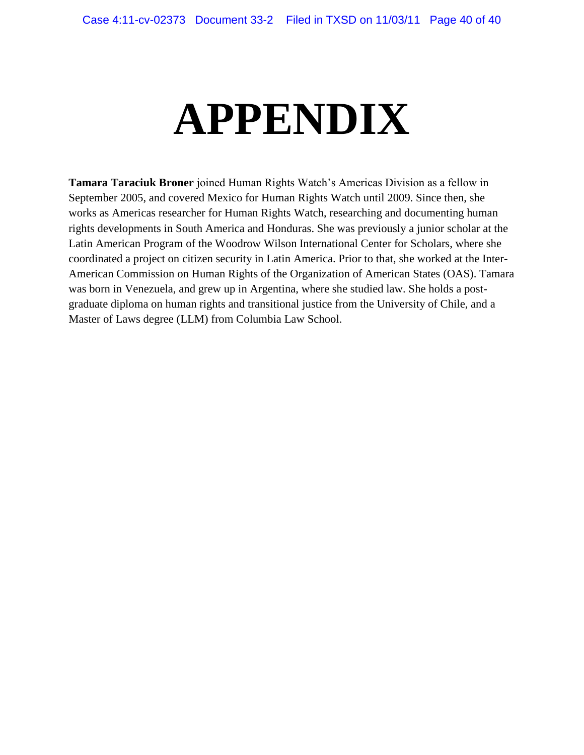# APPENDIX

**Tamara Taraciuk Broner** joined Human Rights Watch's Americas Division as a fellow in September 2005, and covered Mexico for Human Rights Watch until 2009. Since then, she works as Americas researcher for Human Rights Watch, researching and documenting human rights developments in South America and Honduras. She was previously a junior scholar at the Latin American Program of the Woodrow Wilson International Center for Scholars, where she coordinated a project on citizen security in Latin America. Prior to that, she worked at the Inter-American Commission on Human Rights of the Organization of American States (OAS). Tamara was born in Venezuela, and grew up in Argentina, where she studied law. She holds a post-graduate diploma on human rights and transitional justice from the University of Chile, and a Master of Laws degree (LLM) from Columbia Law School.